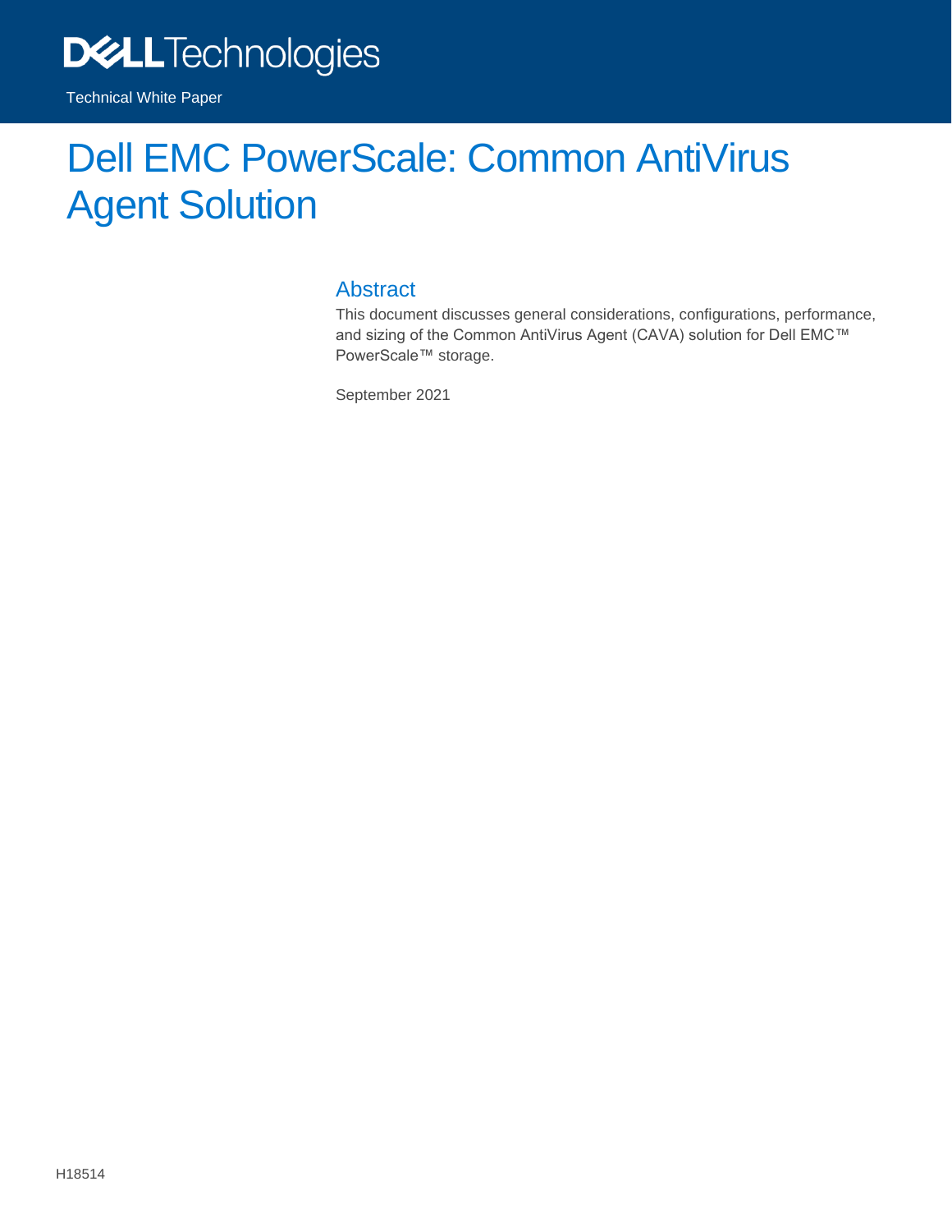Dell Technologies

Technical White Paper

# Dell EMC PowerScale: Common AntiVirus Agent Solution

## Abstract

This document discusses general considerations, configurations, performance, and sizing of the Common AntiVirus Agent (CAVA) solution for Dell EMC™ PowerScale™ storage.

September 2021

H18514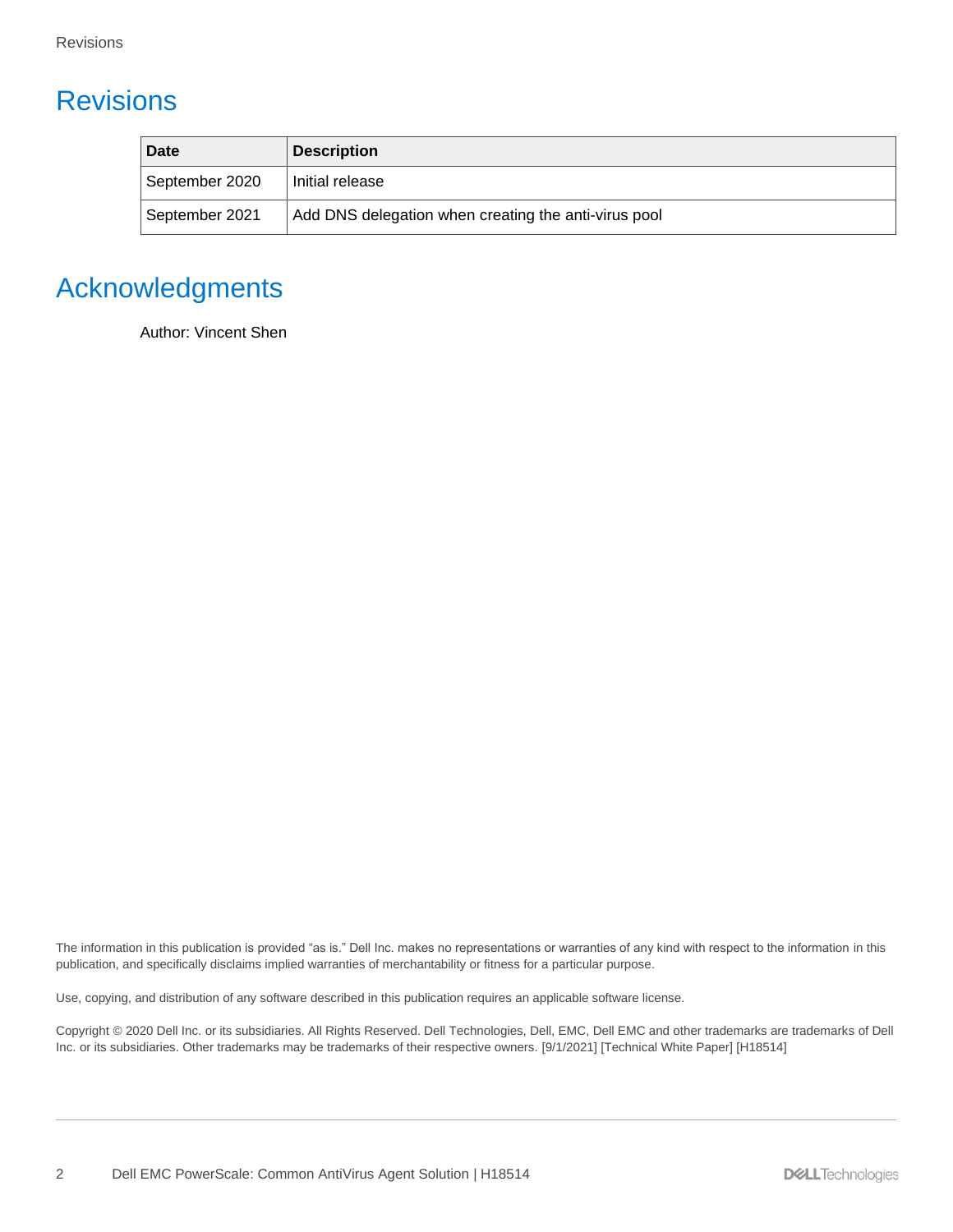# Revisions

| Date | Description |
| --- | --- |
| September 2020 | Initial release |
| September 2021 | Add DNS delegation when creating the anti-virus pool |

# Acknowledgments

Author: Vincent Shen

The information in this publication is provided "as is." Dell Inc. makes no representations or warranties of any kind with respect to the information in this publication, and specifically disclaims implied warranties of merchantability or fitness for a particular purpose.

Use, copying, and distribution of any software described in this publication requires an applicable software license.

Copyright © 2020 Dell Inc. or its subsidiaries. All Rights Reserved. Dell Technologies, Dell, EMC, Dell EMC and other trademarks are trademarks of Dell Inc. or its subsidiaries. Other trademarks may be trademarks of their respective owners. [9/1/2021] [Technical White Paper] [H18514]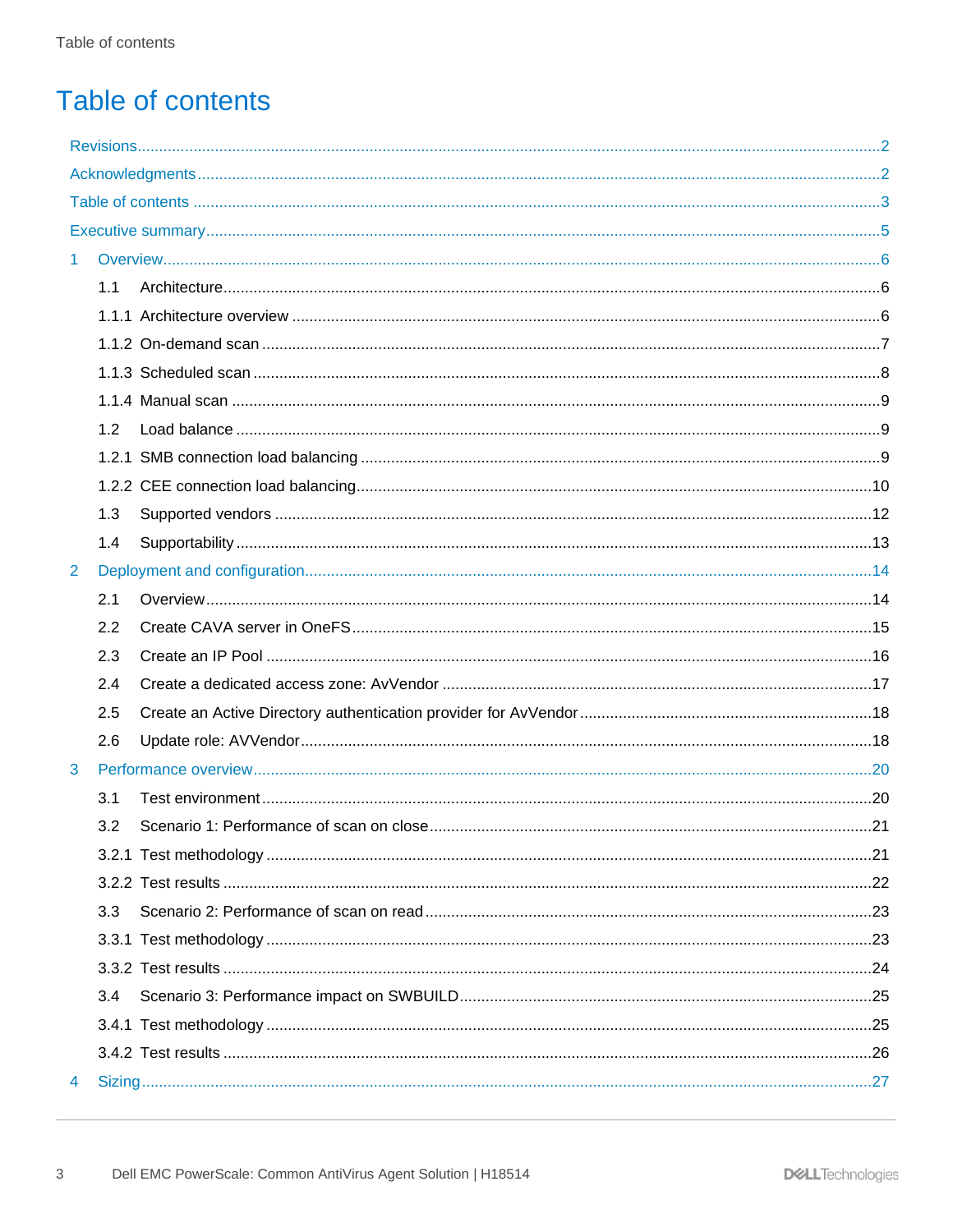# Table of contents

Revisions.....2

Acknowledgments.....2

Table of contents.....3

Executive summary.....5

1 Overview.....6

- 1.1 Architecture.....6
- 1.1.1 Architecture overview.....6
- 1.1.2 On-demand scan.....7
- 1.1.3 Scheduled scan.....8
- 1.1.4 Manual scan.....9
- 1.2 Load balance.....9
- 1.2.1 SMB connection load balancing.....9
- 1.2.2 CEE connection load balancing.....10
- 1.3 Supported vendors.....12
- 1.4 Supportability.....13

2 Deployment and configuration.....14

- 2.1 Overview.....14
- 2.2 Create CAVA server in OneFS.....15
- 2.3 Create an IP Pool.....16
- 2.4 Create a dedicated access zone: AvVendor.....17
- 2.5 Create an Active Directory authentication provider for AvVendor.....18
- 2.6 Update role: AVVendor.....18

3 Performance overview.....20

- 3.1 Test environment.....20
- 3.2 Scenario 1: Performance of scan on close.....21
- 3.2.1 Test methodology.....21
- 3.2.2 Test results.....22
- 3.3 Scenario 2: Performance of scan on read.....23
- 3.3.1 Test methodology.....23
- 3.3.2 Test results.....24
- 3.4 Scenario 3: Performance impact on SWBUILD.....25
- 3.4.1 Test methodology.....25
- 3.4.2 Test results.....26

4 Sizing.....27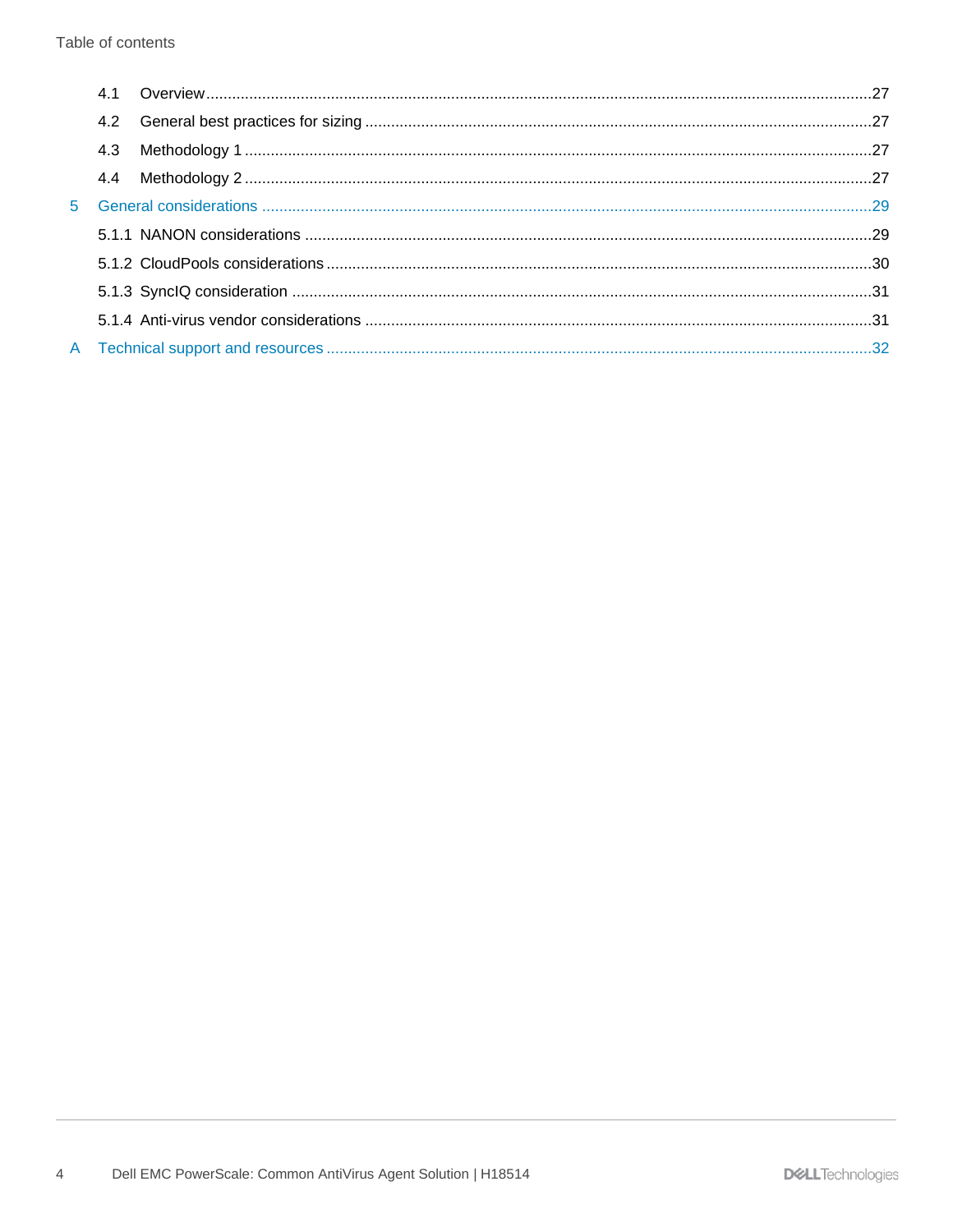4.1 Overview ........................................................................................................................................27

4.2 General best practices for sizing ....................................................................................................27

4.3 Methodology 1 ...............................................................................................................................27

4.4 Methodology 2 ...............................................................................................................................27

5 General considerations ..........................................................................................................................29

5.1.1 NANON considerations ...................................................................................................................29

5.1.2 CloudPools considerations .............................................................................................................30

5.1.3 SyncIQ consideration .....................................................................................................................31

5.1.4 Anti-virus vendor considerations .....................................................................................................31

A Technical support and resources ............................................................................................................32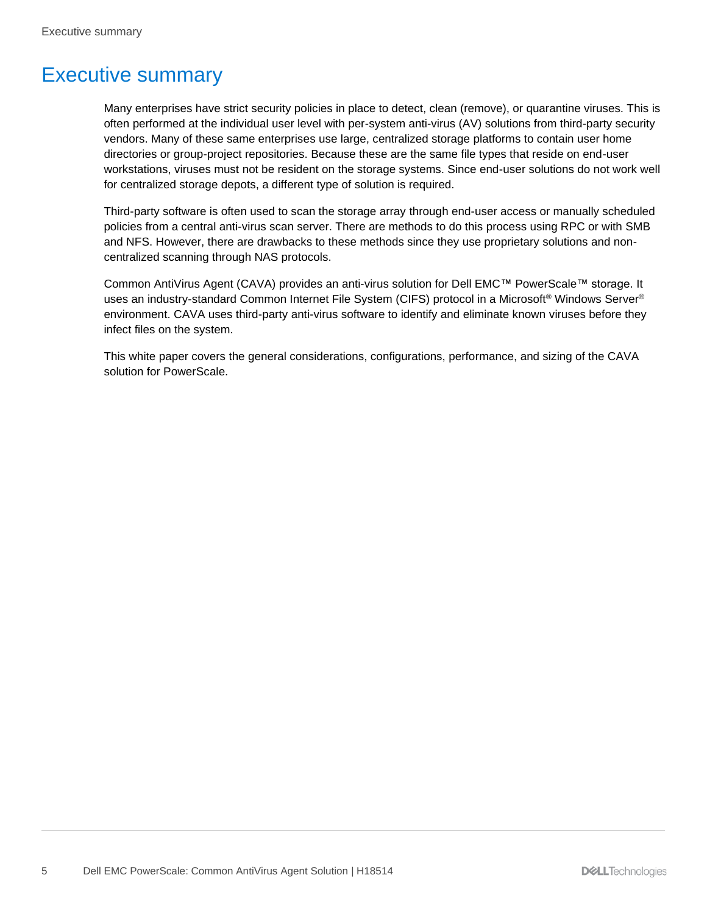# Executive summary

Many enterprises have strict security policies in place to detect, clean (remove), or quarantine viruses. This is often performed at the individual user level with per-system anti-virus (AV) solutions from third-party security vendors. Many of these same enterprises use large, centralized storage platforms to contain user home directories or group-project repositories. Because these are the same file types that reside on end-user workstations, viruses must not be resident on the storage systems. Since end-user solutions do not work well for centralized storage depots, a different type of solution is required.

Third-party software is often used to scan the storage array through end-user access or manually scheduled policies from a central anti-virus scan server. There are methods to do this process using RPC or with SMB and NFS. However, there are drawbacks to these methods since they use proprietary solutions and non-centralized scanning through NAS protocols.

Common AntiVirus Agent (CAVA) provides an anti-virus solution for Dell EMC™ PowerScale™ storage. It uses an industry-standard Common Internet File System (CIFS) protocol in a Microsoft® Windows Server® environment. CAVA uses third-party anti-virus software to identify and eliminate known viruses before they infect files on the system.

This white paper covers the general considerations, configurations, performance, and sizing of the CAVA solution for PowerScale.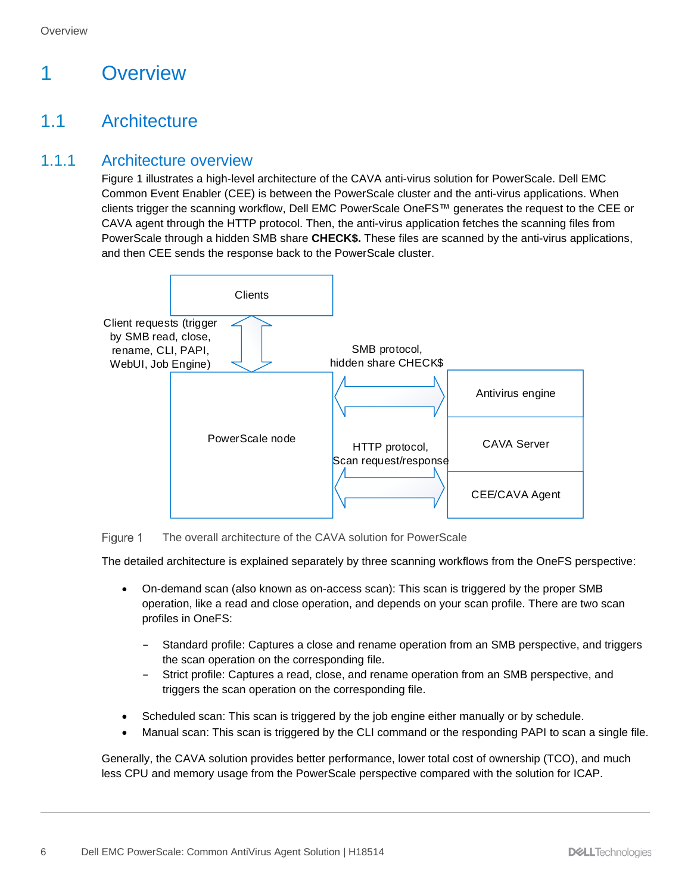# 1 Overview

## 1.1 Architecture

### 1.1.1 Architecture overview

Figure 1 illustrates a high-level architecture of the CAVA anti-virus solution for PowerScale. Dell EMC Common Event Enabler (CEE) is between the PowerScale cluster and the anti-virus applications. When clients trigger the scanning workflow, Dell EMC PowerScale OneFS™ generates the request to the CEE or CAVA agent through the HTTP protocol. Then, the anti-virus application fetches the scanning files from PowerScale through a hidden SMB share **CHECK$.** These files are scanned by the anti-virus applications, and then CEE sends the response back to the PowerScale cluster.

Figure 1 The overall architecture of the CAVA solution for PowerScale

The detailed architecture is explained separately by three scanning workflows from the OneFS perspective:

- On-demand scan (also known as on-access scan): This scan is triggered by the proper SMB operation, like a read and close operation, and depends on your scan profile. There are two scan profiles in OneFS:
  - Standard profile: Captures a close and rename operation from an SMB perspective, and triggers the scan operation on the corresponding file.
  - Strict profile: Captures a read, close, and rename operation from an SMB perspective, and triggers the scan operation on the corresponding file.
- Scheduled scan: This scan is triggered by the job engine either manually or by schedule.
- Manual scan: This scan is triggered by the CLI command or the responding PAPI to scan a single file.

Generally, the CAVA solution provides better performance, lower total cost of ownership (TCO), and much less CPU and memory usage from the PowerScale perspective compared with the solution for ICAP.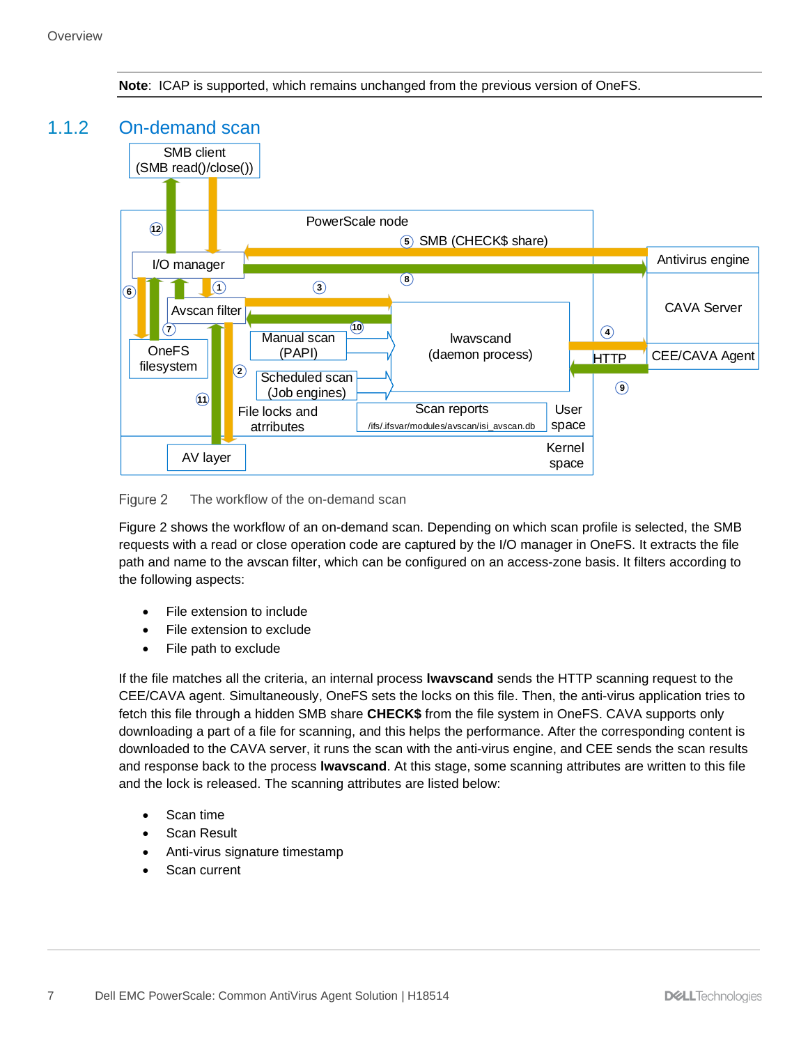**Note**: ICAP is supported, which remains unchanged from the previous version of OneFS.

### 1.1.2 On-demand scan

Figure 2 The workflow of the on-demand scan

Figure 2 shows the workflow of an on-demand scan. Depending on which scan profile is selected, the SMB requests with a read or close operation code are captured by the I/O manager in OneFS. It extracts the file path and name to the avscan filter, which can be configured on an access-zone basis. It filters according to the following aspects:

- File extension to include
- File extension to exclude
- File path to exclude

If the file matches all the criteria, an internal process **lwavscand** sends the HTTP scanning request to the CEE/CAVA agent. Simultaneously, OneFS sets the locks on this file. Then, the anti-virus application tries to fetch this file through a hidden SMB share **CHECK$** from the file system in OneFS. CAVA supports only downloading a part of a file for scanning, and this helps the performance. After the corresponding content is downloaded to the CAVA server, it runs the scan with the anti-virus engine, and CEE sends the scan results and response back to the process **lwavscand**. At this stage, some scanning attributes are written to this file and the lock is released. The scanning attributes are listed below:

- Scan time
- Scan Result
- Anti-virus signature timestamp
- Scan current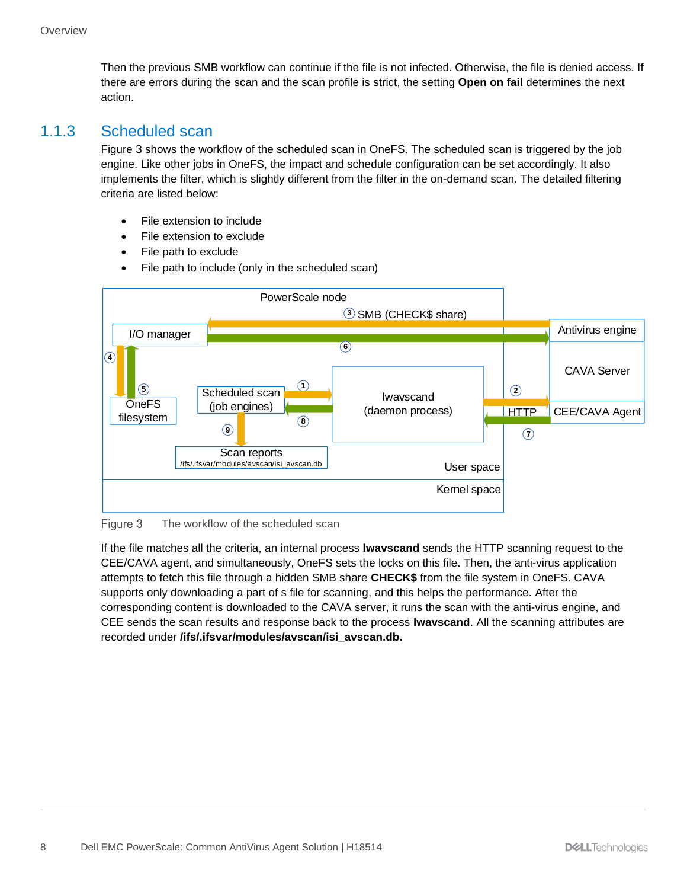Then the previous SMB workflow can continue if the file is not infected. Otherwise, the file is denied access. If there are errors during the scan and the scan profile is strict, the setting **Open on fail** determines the next action.

### 1.1.3 Scheduled scan

Figure 3 shows the workflow of the scheduled scan in OneFS. The scheduled scan is triggered by the job engine. Like other jobs in OneFS, the impact and schedule configuration can be set accordingly. It also implements the filter, which is slightly different from the filter in the on-demand scan. The detailed filtering criteria are listed below:

- File extension to include
- File extension to exclude
- File path to exclude
- File path to include (only in the scheduled scan)

Figure 3 The workflow of the scheduled scan

If the file matches all the criteria, an internal process **lwavscand** sends the HTTP scanning request to the CEE/CAVA agent, and simultaneously, OneFS sets the locks on this file. Then, the anti-virus application attempts to fetch this file through a hidden SMB share **CHECK$** from the file system in OneFS. CAVA supports only downloading a part of s file for scanning, and this helps the performance. After the corresponding content is downloaded to the CAVA server, it runs the scan with the anti-virus engine, and CEE sends the scan results and response back to the process **lwavscand**. All the scanning attributes are recorded under **/ifs/.ifsvar/modules/avscan/isi_avscan.db.**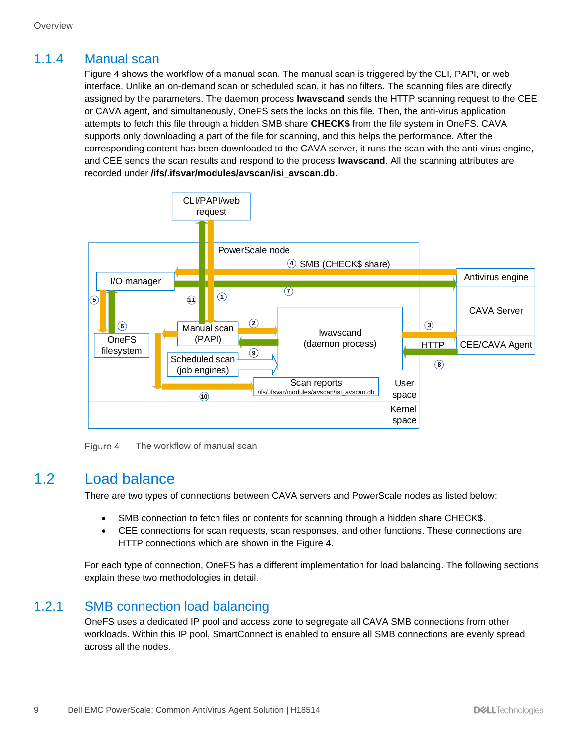## 1.1.4 Manual scan

Figure 4 shows the workflow of a manual scan. The manual scan is triggered by the CLI, PAPI, or web interface. Unlike an on-demand scan or scheduled scan, it has no filters. The scanning files are directly assigned by the parameters. The daemon process **lwavscand** sends the HTTP scanning request to the CEE or CAVA agent, and simultaneously, OneFS sets the locks on this file. Then, the anti-virus application attempts to fetch this file through a hidden SMB share **CHECK$** from the file system in OneFS. CAVA supports only downloading a part of the file for scanning, and this helps the performance. After the corresponding content has been downloaded to the CAVA server, it runs the scan with the anti-virus engine, and CEE sends the scan results and respond to the process **lwavscand**. All the scanning attributes are recorded under **/ifs/.ifsvar/modules/avscan/isi_avscan.db.**

Figure 4 The workflow of manual scan

# 1.2 Load balance

There are two types of connections between CAVA servers and PowerScale nodes as listed below:

- SMB connection to fetch files or contents for scanning through a hidden share CHECK$.
- CEE connections for scan requests, scan responses, and other functions. These connections are HTTP connections which are shown in the Figure 4.

For each type of connection, OneFS has a different implementation for load balancing. The following sections explain these two methodologies in detail.

## 1.2.1 SMB connection load balancing

OneFS uses a dedicated IP pool and access zone to segregate all CAVA SMB connections from other workloads. Within this IP pool, SmartConnect is enabled to ensure all SMB connections are evenly spread across all the nodes.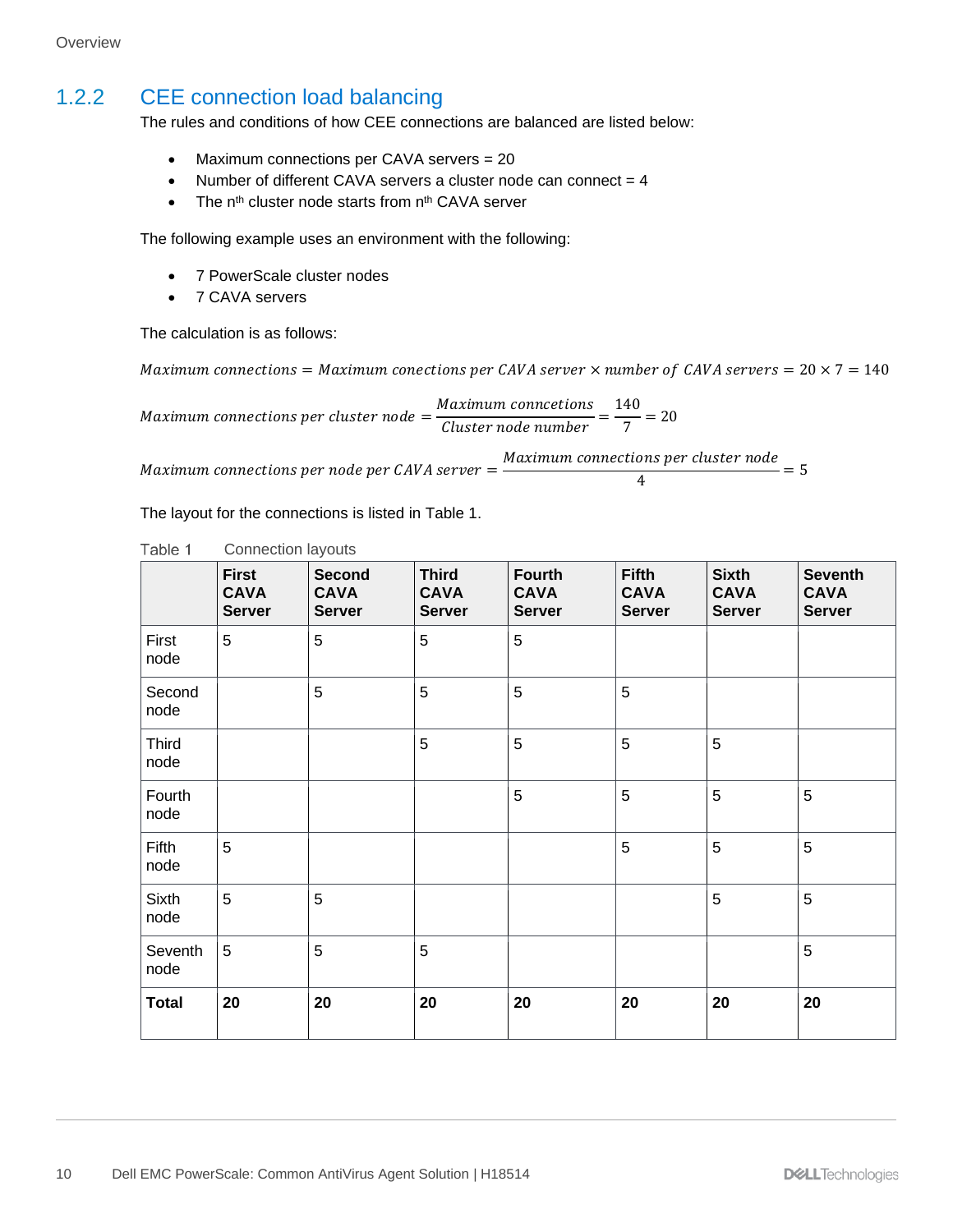## 1.2.2 CEE connection load balancing

The rules and conditions of how CEE connections are balanced are listed below:

- Maximum connections per CAVA servers = 20
- Number of different CAVA servers a cluster node can connect = 4
- The $n^{th}$ cluster node starts from $n^{th}$ CAVA server

The following example uses an environment with the following:

- 7 PowerScale cluster nodes
- 7 CAVA servers

The calculation is as follows:

$$Maximum\ connections = Maximum\ conections\ per\ CAVA\ server \times number\ of\ CAVA\ servers = 20 \times 7 = 140$$

$$Maximum\ connections\ per\ cluster\ node = \frac{Maximum\ conncetions}{Cluster\ node\ number} = \frac{140}{7} = 20$$

$$Maximum\ connections\ per\ node\ per\ CAVA\ server = \frac{Maximum\ connections\ per\ cluster\ node}{4} = 5$$

The layout for the connections is listed in Table 1.

Table 1 Connection layouts

| | **First CAVA Server** | **Second CAVA Server** | **Third CAVA Server** | **Fourth CAVA Server** | **Fifth CAVA Server** | **Sixth CAVA Server** | **Seventh CAVA Server** |
|---|---|---|---|---|---|---|---|
| First node | 5 | 5 | 5 | 5 | | | |
| Second node | | 5 | 5 | 5 | 5 | | |
| Third node | | | 5 | 5 | 5 | 5 | |
| Fourth node | | | | 5 | 5 | 5 | 5 |
| Fifth node | 5 | | | | 5 | 5 | 5 |
| Sixth node | 5 | 5 | | | | 5 | 5 |
| Seventh node | 5 | 5 | 5 | | | | 5 |
| **Total** | **20** | **20** | **20** | **20** | **20** | **20** | **20** |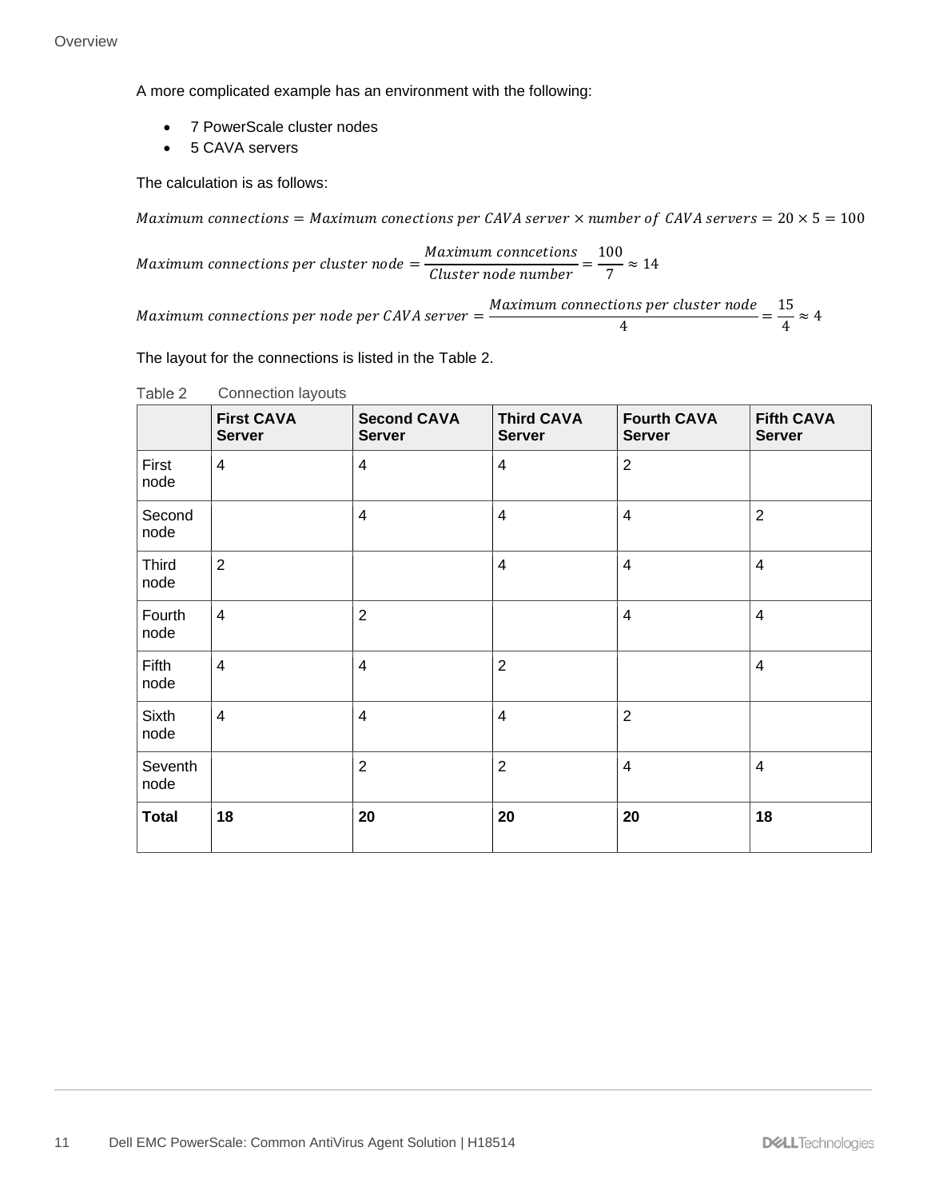A more complicated example has an environment with the following:

- 7 PowerScale cluster nodes
- 5 CAVA servers

The calculation is as follows:

$$Maximum\ connections = Maximum\ conections\ per\ CAVA\ server \times number\ of\ \ CAVA\ servers = 20 \times 5 = 100$$

$$Maximum\ connections\ per\ cluster\ node = \frac{Maximum\ conncetions}{Cluster\ node\ number} = \frac{100}{7} \approx 14$$

$$Maximum\ connections\ per\ node\ per\ CAVA\ server = \frac{Maximum\ connections\ per\ cluster\ node}{4} = \frac{15}{4} \approx 4$$

The layout for the connections is listed in the Table 2.

Table 2 Connection layouts

| | First CAVA Server | Second CAVA Server | Third CAVA Server | Fourth CAVA Server | Fifth CAVA Server |
|---|---|---|---|---|---|
| First node | 4 | 4 | 4 | 2 | |
| Second node | | 4 | 4 | 4 | 2 |
| Third node | 2 | | 4 | 4 | 4 |
| Fourth node | 4 | 2 | | 4 | 4 |
| Fifth node | 4 | 4 | 2 | | 4 |
| Sixth node | 4 | 4 | 4 | 2 | |
| Seventh node | | 2 | 2 | 4 | 4 |
| **Total** | **18** | **20** | **20** | **20** | **18** |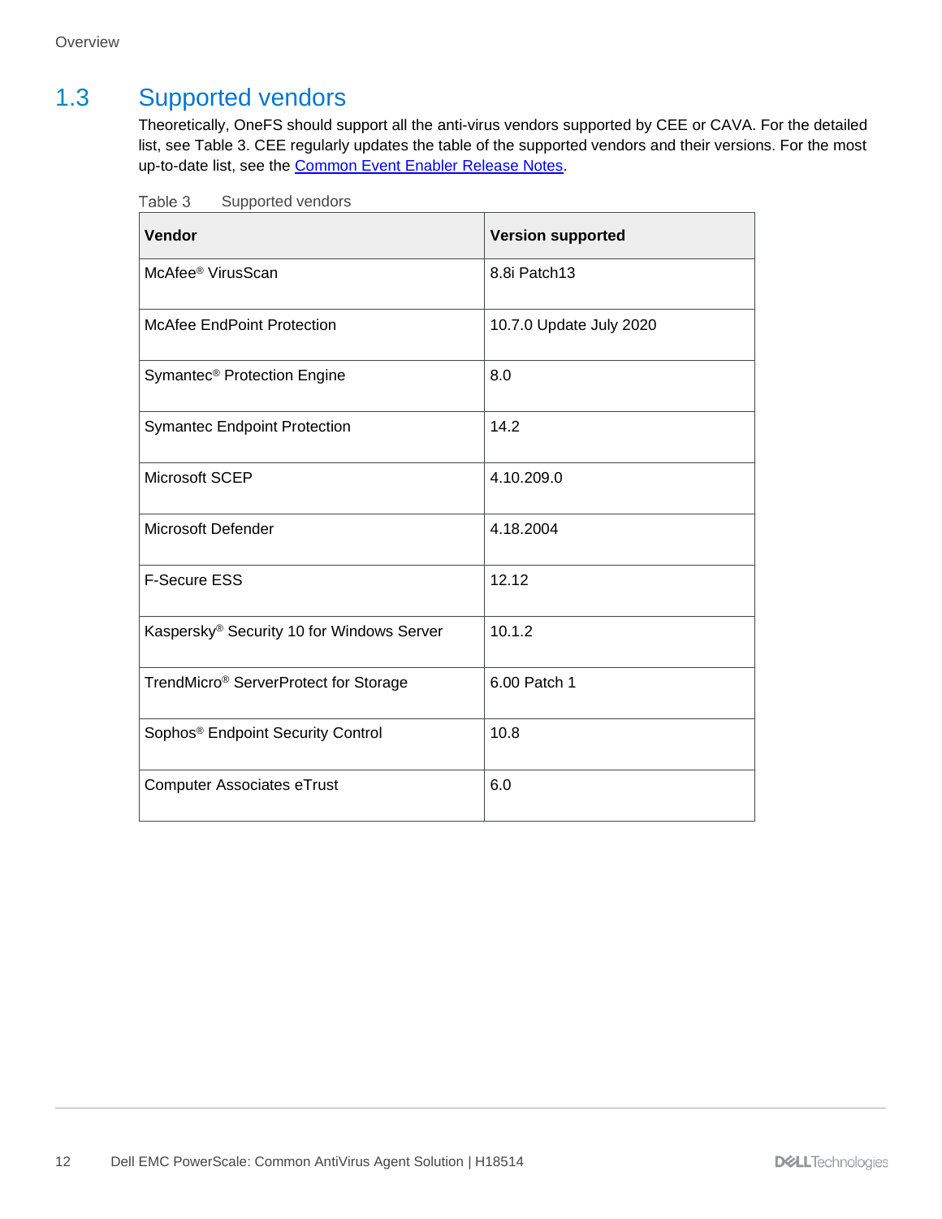## 1.3 Supported vendors

Theoretically, OneFS should support all the anti-virus vendors supported by CEE or CAVA. For the detailed list, see Table 3. CEE regularly updates the table of the supported vendors and their versions. For the most up-to-date list, see the [Common Event Enabler Release Notes](Common Event Enabler Release Notes).

Table 3 Supported vendors

| Vendor | Version supported |
|---|---|
| McAfee® VirusScan | 8.8i Patch13 |
| McAfee EndPoint Protection | 10.7.0 Update July 2020 |
| Symantec® Protection Engine | 8.0 |
| Symantec Endpoint Protection | 14.2 |
| Microsoft SCEP | 4.10.209.0 |
| Microsoft Defender | 4.18.2004 |
| F-Secure ESS | 12.12 |
| Kaspersky® Security 10 for Windows Server | 10.1.2 |
| TrendMicro® ServerProtect for Storage | 6.00 Patch 1 |
| Sophos® Endpoint Security Control | 10.8 |
| Computer Associates eTrust | 6.0 |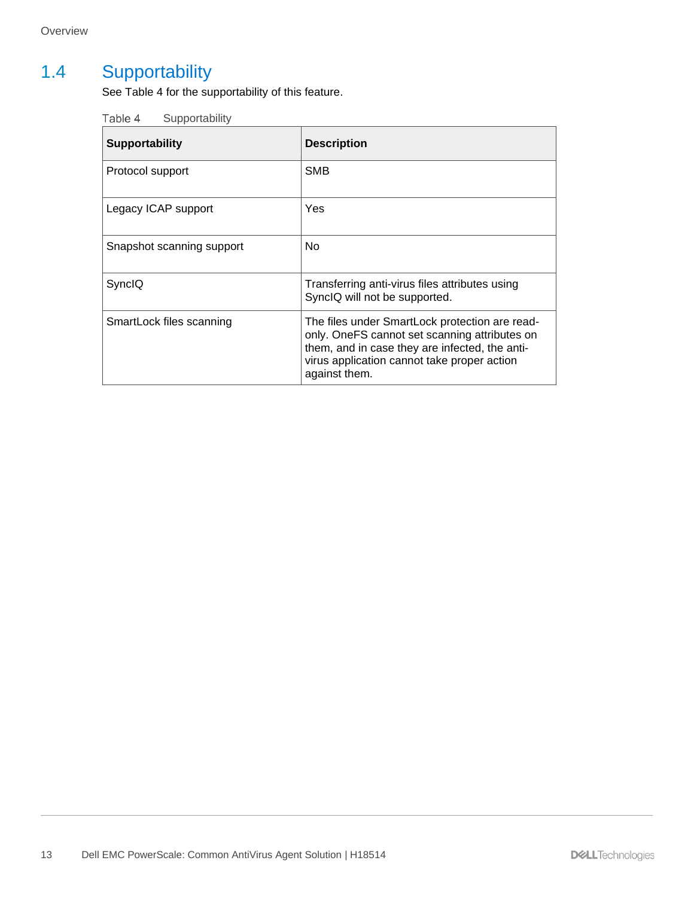## 1.4 Supportability

See Table 4 for the supportability of this feature.

Table 4 Supportability

| Supportability | Description |
|---|---|
| Protocol support | SMB |
| Legacy ICAP support | Yes |
| Snapshot scanning support | No |
| SyncIQ | Transferring anti-virus files attributes using SyncIQ will not be supported. |
| SmartLock files scanning | The files under SmartLock protection are read-only. OneFS cannot set scanning attributes on them, and in case they are infected, the anti-virus application cannot take proper action against them. |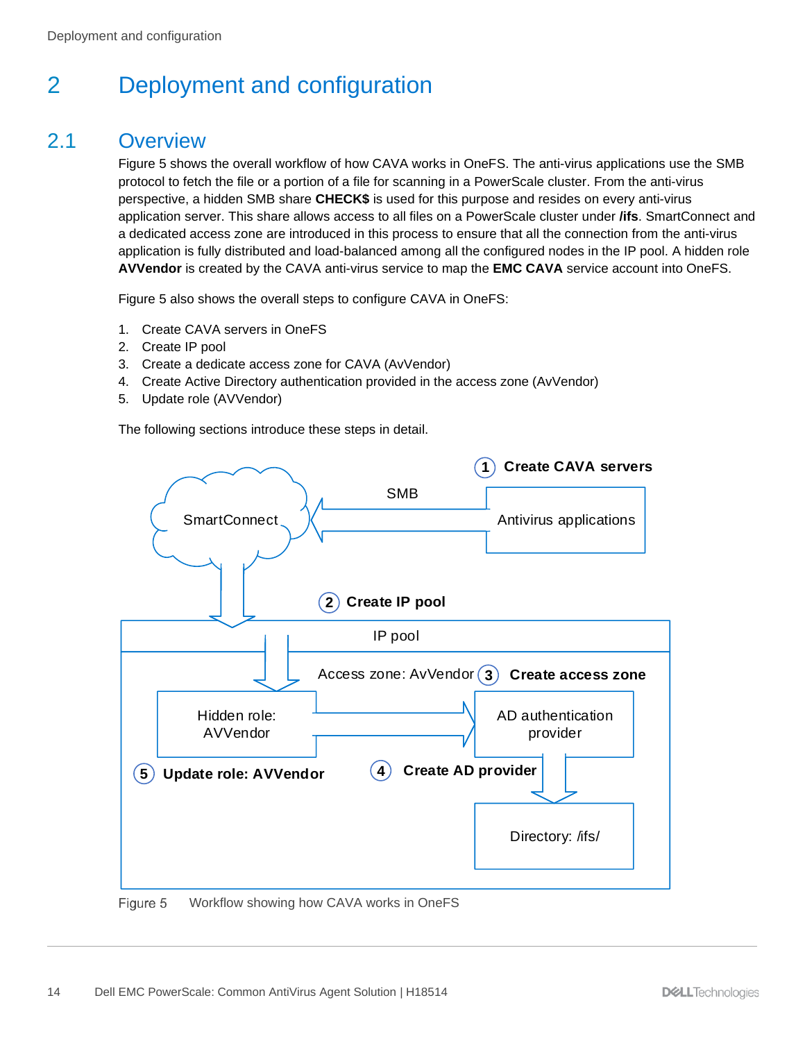# 2 Deployment and configuration

## 2.1 Overview

Figure 5 shows the overall workflow of how CAVA works in OneFS. The anti-virus applications use the SMB protocol to fetch the file or a portion of a file for scanning in a PowerScale cluster. From the anti-virus perspective, a hidden SMB share **CHECK$** is used for this purpose and resides on every anti-virus application server. This share allows access to all files on a PowerScale cluster under **/ifs**. SmartConnect and a dedicated access zone are introduced in this process to ensure that all the connection from the anti-virus application is fully distributed and load-balanced among all the configured nodes in the IP pool. A hidden role **AVVendor** is created by the CAVA anti-virus service to map the **EMC CAVA** service account into OneFS.

Figure 5 also shows the overall steps to configure CAVA in OneFS:

1. Create CAVA servers in OneFS
2. Create IP pool
3. Create a dedicate access zone for CAVA (AvVendor)
4. Create Active Directory authentication provided in the access zone (AvVendor)
5. Update role (AVVendor)

The following sections introduce these steps in detail.

Figure 5 Workflow showing how CAVA works in OneFS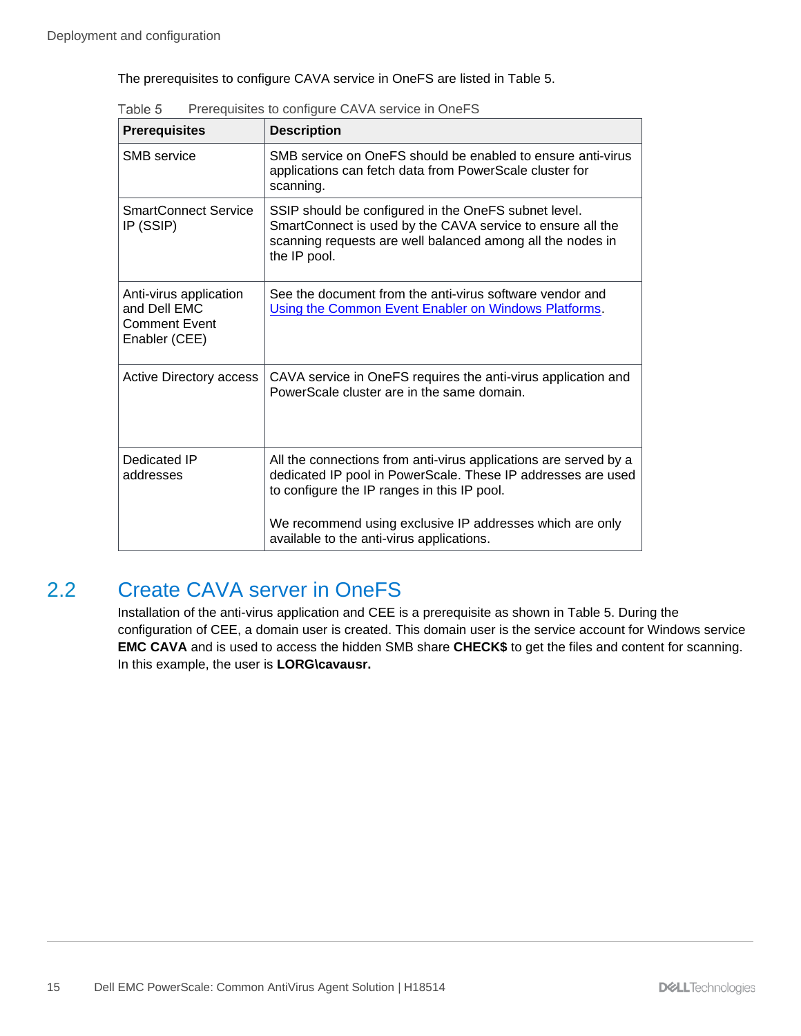The prerequisites to configure CAVA service in OneFS are listed in Table 5.

Table 5 Prerequisites to configure CAVA service in OneFS

| Prerequisites | Description |
|---|---|
| SMB service | SMB service on OneFS should be enabled to ensure anti-virus applications can fetch data from PowerScale cluster for scanning. |
| SmartConnect Service IP (SSIP) | SSIP should be configured in the OneFS subnet level. SmartConnect is used by the CAVA service to ensure all the scanning requests are well balanced among all the nodes in the IP pool. |
| Anti-virus application and Dell EMC Comment Event Enabler (CEE) | See the document from the anti-virus software vendor and Using the Common Event Enabler on Windows Platforms. |
| Active Directory access | CAVA service in OneFS requires the anti-virus application and PowerScale cluster are in the same domain. |
| Dedicated IP addresses | All the connections from anti-virus applications are served by a dedicated IP pool in PowerScale. These IP addresses are used to configure the IP ranges in this IP pool. We recommend using exclusive IP addresses which are only available to the anti-virus applications. |

## 2.2 Create CAVA server in OneFS

Installation of the anti-virus application and CEE is a prerequisite as shown in Table 5. During the configuration of CEE, a domain user is created. This domain user is the service account for Windows service **EMC CAVA** and is used to access the hidden SMB share **CHECK$** to get the files and content for scanning. In this example, the user is **LORG\cavausr.**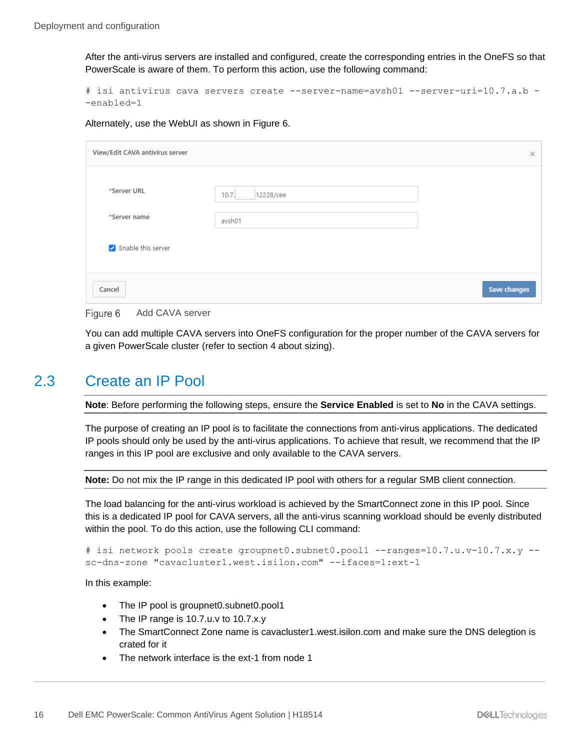After the anti-virus servers are installed and configured, create the corresponding entries in the OneFS so that PowerScale is aware of them. To perform this action, use the following command:

```
# isi antivirus cava servers create --server-name=avsh01 --server-uri=10.7.a.b -
-enabled=1
```

Alternately, use the WebUI as shown in Figure 6.

View/Edit CAVA antivirus server

*Server URL: 10.7.\_\_\_\_12228/cee

*Server name: avsh01

☑ Enable this server

Cancel | Save changes

Figure 6 Add CAVA server

You can add multiple CAVA servers into OneFS configuration for the proper number of the CAVA servers for a given PowerScale cluster (refer to section 4 about sizing).

## 2.3 Create an IP Pool

**Note**: Before performing the following steps, ensure the **Service Enabled** is set to **No** in the CAVA settings.

The purpose of creating an IP pool is to facilitate the connections from anti-virus applications. The dedicated IP pools should only be used by the anti-virus applications. To achieve that result, we recommend that the IP ranges in this IP pool are exclusive and only available to the CAVA servers.

**Note:** Do not mix the IP range in this dedicated IP pool with others for a regular SMB client connection.

The load balancing for the anti-virus workload is achieved by the SmartConnect zone in this IP pool. Since this is a dedicated IP pool for CAVA servers, all the anti-virus scanning workload should be evenly distributed within the pool. To do this action, use the following CLI command:

```
# isi network pools create groupnet0.subnet0.pool1 --ranges=10.7.u.v-10.7.x.y --
sc-dns-zone "cavacluster1.west.isilon.com" --ifaces=1:ext-1
```

In this example:

- The IP pool is groupnet0.subnet0.pool1
- The IP range is 10.7.u.v to 10.7.x.y
- The SmartConnect Zone name is cavacluster1.west.isilon.com and make sure the DNS delegtion is crated for it
- The network interface is the ext-1 from node 1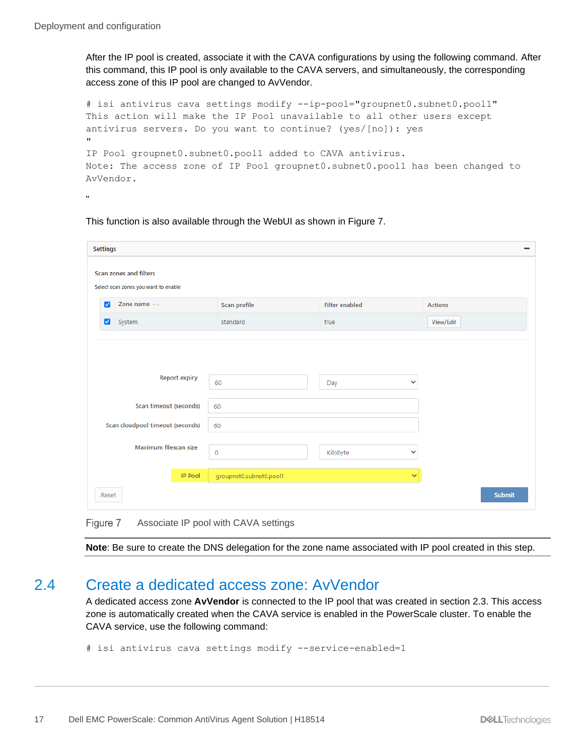After the IP pool is created, associate it with the CAVA configurations by using the following command. After this command, this IP pool is only available to the CAVA servers, and simultaneously, the corresponding access zone of this IP pool are changed to AvVendor.

```
# isi antivirus cava settings modify --ip-pool="groupnet0.subnet0.pool1"
This action will make the IP Pool unavailable to all other users except
antivirus servers. Do you want to continue? (yes/[no]): yes
"
IP Pool groupnet0.subnet0.pool1 added to CAVA antivirus.
Note: The access zone of IP Pool groupnet0.subnet0.pool1 has been changed to
AvVendor.

"
```

This function is also available through the WebUI as shown in Figure 7.

Figure 7 Associate IP pool with CAVA settings

**Note**: Be sure to create the DNS delegation for the zone name associated with IP pool created in this step.

## 2.4 Create a dedicated access zone: AvVendor

A dedicated access zone **AvVendor** is connected to the IP pool that was created in section 2.3. This access zone is automatically created when the CAVA service is enabled in the PowerScale cluster. To enable the CAVA service, use the following command:

```
# isi antivirus cava settings modify --service-enabled=1
```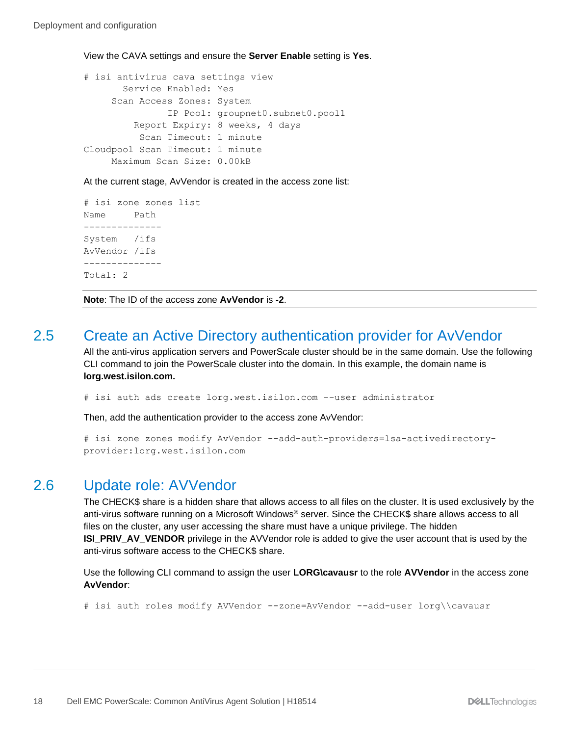View the CAVA settings and ensure the **Server Enable** setting is **Yes**.

```
# isi antivirus cava settings view
       Service Enabled: Yes
     Scan Access Zones: System
               IP Pool: groupnet0.subnet0.pool1
         Report Expiry: 8 weeks, 4 days
          Scan Timeout: 1 minute
Cloudpool Scan Timeout: 1 minute
     Maximum Scan Size: 0.00kB
```

At the current stage, AvVendor is created in the access zone list:

```
# isi zone zones list
Name      Path
--------------
System    /ifs
AvVendor /ifs
--------------
Total: 2
```

**Note**: The ID of the access zone **AvVendor** is **-2**.

## 2.5 Create an Active Directory authentication provider for AvVendor

All the anti-virus application servers and PowerScale cluster should be in the same domain. Use the following CLI command to join the PowerScale cluster into the domain. In this example, the domain name is **lorg.west.isilon.com.**

```
# isi auth ads create lorg.west.isilon.com --user administrator
```

Then, add the authentication provider to the access zone AvVendor:

```
# isi zone zones modify AvVendor --add-auth-providers=lsa-activedirectory-
provider:lorg.west.isilon.com
```

## 2.6 Update role: AVVendor

The CHECK$ share is a hidden share that allows access to all files on the cluster. It is used exclusively by the anti-virus software running on a Microsoft Windows® server. Since the CHECK$ share allows access to all files on the cluster, any user accessing the share must have a unique privilege. The hidden **ISI_PRIV_AV_VENDOR** privilege in the AVVendor role is added to give the user account that is used by the anti-virus software access to the CHECK$ share.

Use the following CLI command to assign the user **LORG\cavausr** to the role **AVVendor** in the access zone **AvVendor**:

```
# isi auth roles modify AVVendor --zone=AvVendor --add-user lorg\\cavausr
```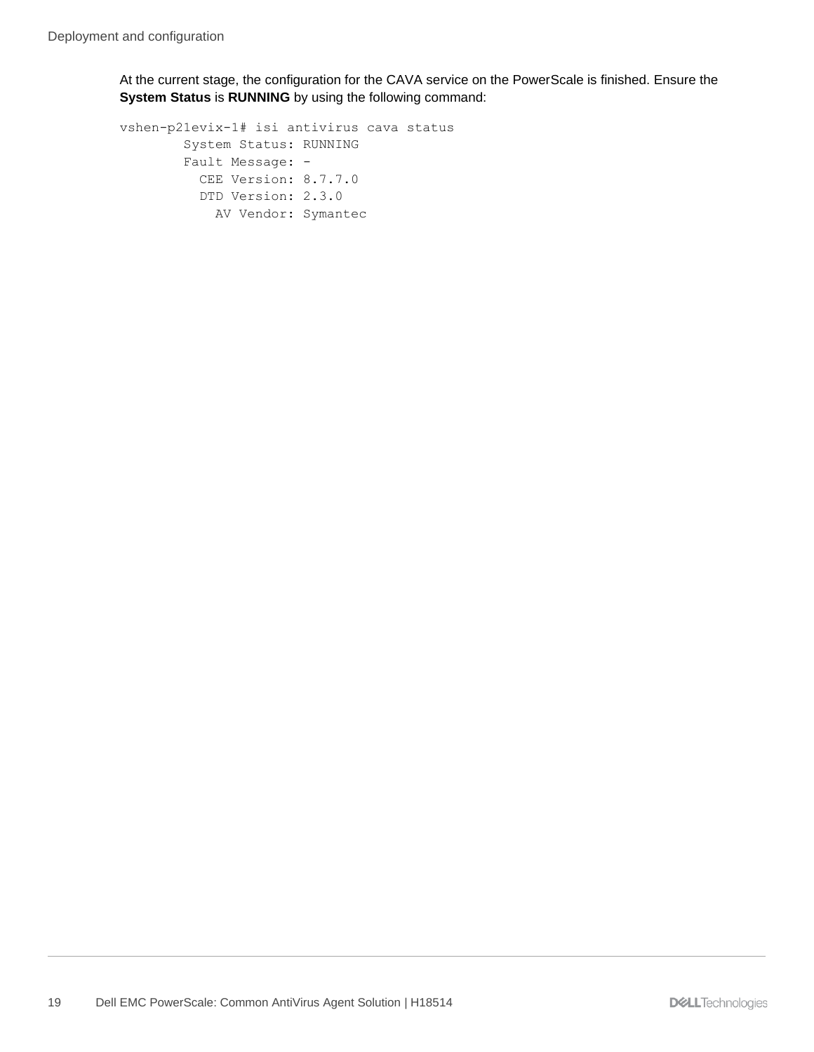At the current stage, the configuration for the CAVA service on the PowerScale is finished. Ensure the **System Status** is **RUNNING** by using the following command:

```
vshen-p21evix-1# isi antivirus cava status
        System Status: RUNNING
        Fault Message: -
          CEE Version: 8.7.7.0
          DTD Version: 2.3.0
            AV Vendor: Symantec
```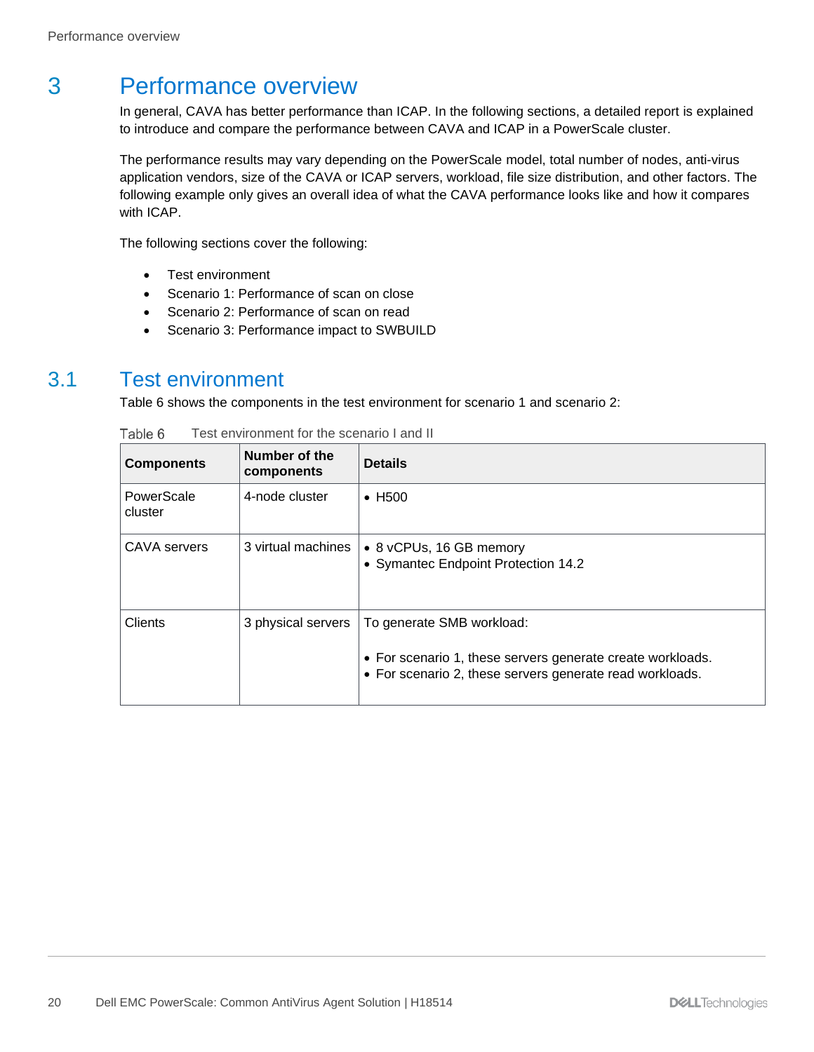# 3 Performance overview

In general, CAVA has better performance than ICAP. In the following sections, a detailed report is explained to introduce and compare the performance between CAVA and ICAP in a PowerScale cluster.

The performance results may vary depending on the PowerScale model, total number of nodes, anti-virus application vendors, size of the CAVA or ICAP servers, workload, file size distribution, and other factors. The following example only gives an overall idea of what the CAVA performance looks like and how it compares with ICAP.

The following sections cover the following:

- Test environment
- Scenario 1: Performance of scan on close
- Scenario 2: Performance of scan on read
- Scenario 3: Performance impact to SWBUILD

## 3.1 Test environment

Table 6 shows the components in the test environment for scenario 1 and scenario 2:

Table 6 Test environment for the scenario I and II

| Components | Number of the components | Details |
| --- | --- | --- |
| PowerScale cluster | 4-node cluster | • H500 |
| CAVA servers | 3 virtual machines | • 8 vCPUs, 16 GB memory<br>• Symantec Endpoint Protection 14.2 |
| Clients | 3 physical servers | To generate SMB workload:<br>• For scenario 1, these servers generate create workloads.<br>• For scenario 2, these servers generate read workloads. |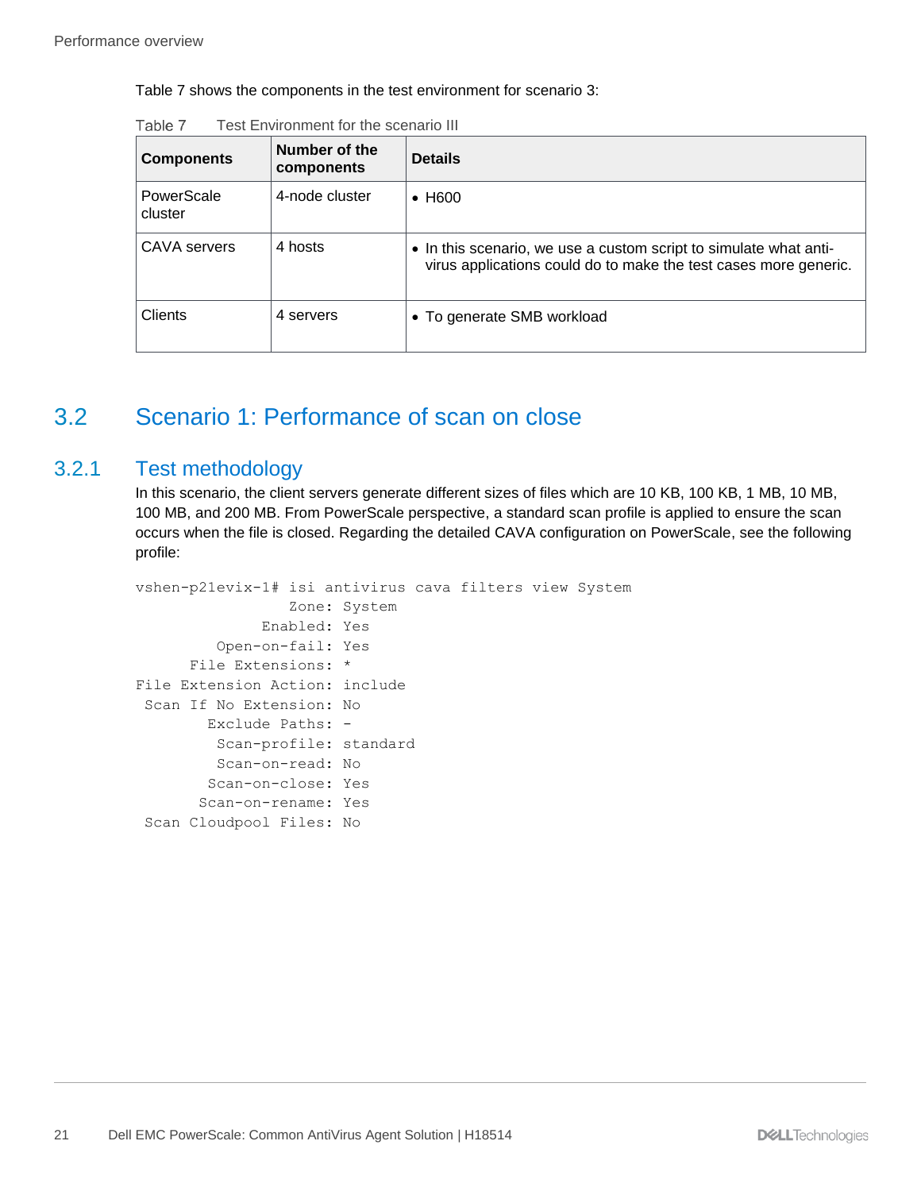Table 7 shows the components in the test environment for scenario 3:

Table 7 Test Environment for the scenario III

| Components | Number of the components | Details |
|---|---|---|
| PowerScale cluster | 4-node cluster | • H600 |
| CAVA servers | 4 hosts | • In this scenario, we use a custom script to simulate what anti-virus applications could do to make the test cases more generic. |
| Clients | 4 servers | • To generate SMB workload |

## 3.2 Scenario 1: Performance of scan on close

### 3.2.1 Test methodology

In this scenario, the client servers generate different sizes of files which are 10 KB, 100 KB, 1 MB, 10 MB, 100 MB, and 200 MB. From PowerScale perspective, a standard scan profile is applied to ensure the scan occurs when the file is closed. Regarding the detailed CAVA configuration on PowerScale, see the following profile:

```
vshen-p21evix-1# isi antivirus cava filters view System
                 Zone: System
              Enabled: Yes
         Open-on-fail: Yes
      File Extensions: *
File Extension Action: include
 Scan If No Extension: No
        Exclude Paths: -
         Scan-profile: standard
         Scan-on-read: No
        Scan-on-close: Yes
       Scan-on-rename: Yes
 Scan Cloudpool Files: No
```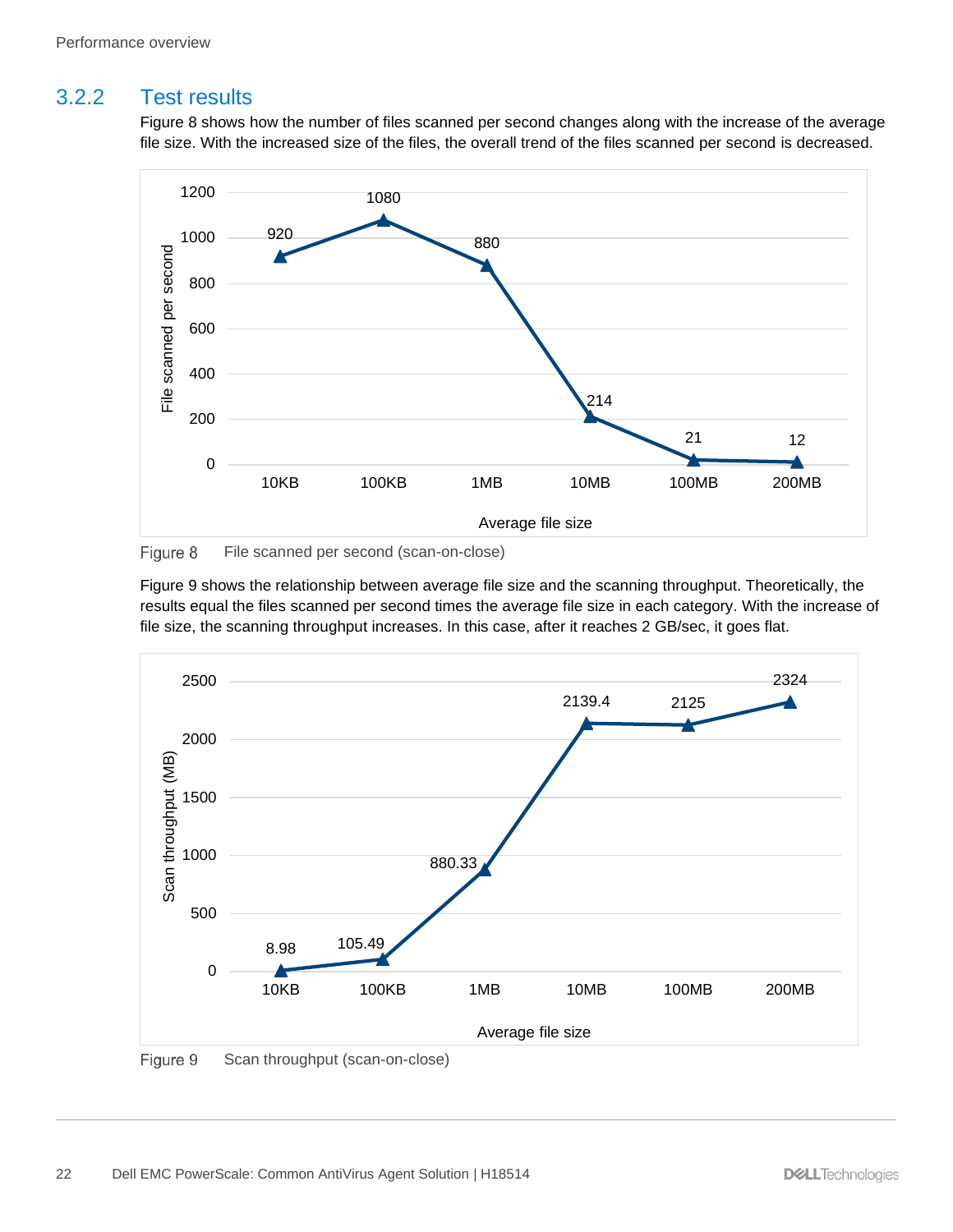### 3.2.2 Test results

Figure 8 shows how the number of files scanned per second changes along with the increase of the average file size. With the increased size of the files, the overall trend of the files scanned per second is decreased.

Figure 8 File scanned per second (scan-on-close)

Figure 9 shows the relationship between average file size and the scanning throughput. Theoretically, the results equal the files scanned per second times the average file size in each category. With the increase of file size, the scanning throughput increases. In this case, after it reaches 2 GB/sec, it goes flat.

Figure 9 Scan throughput (scan-on-close)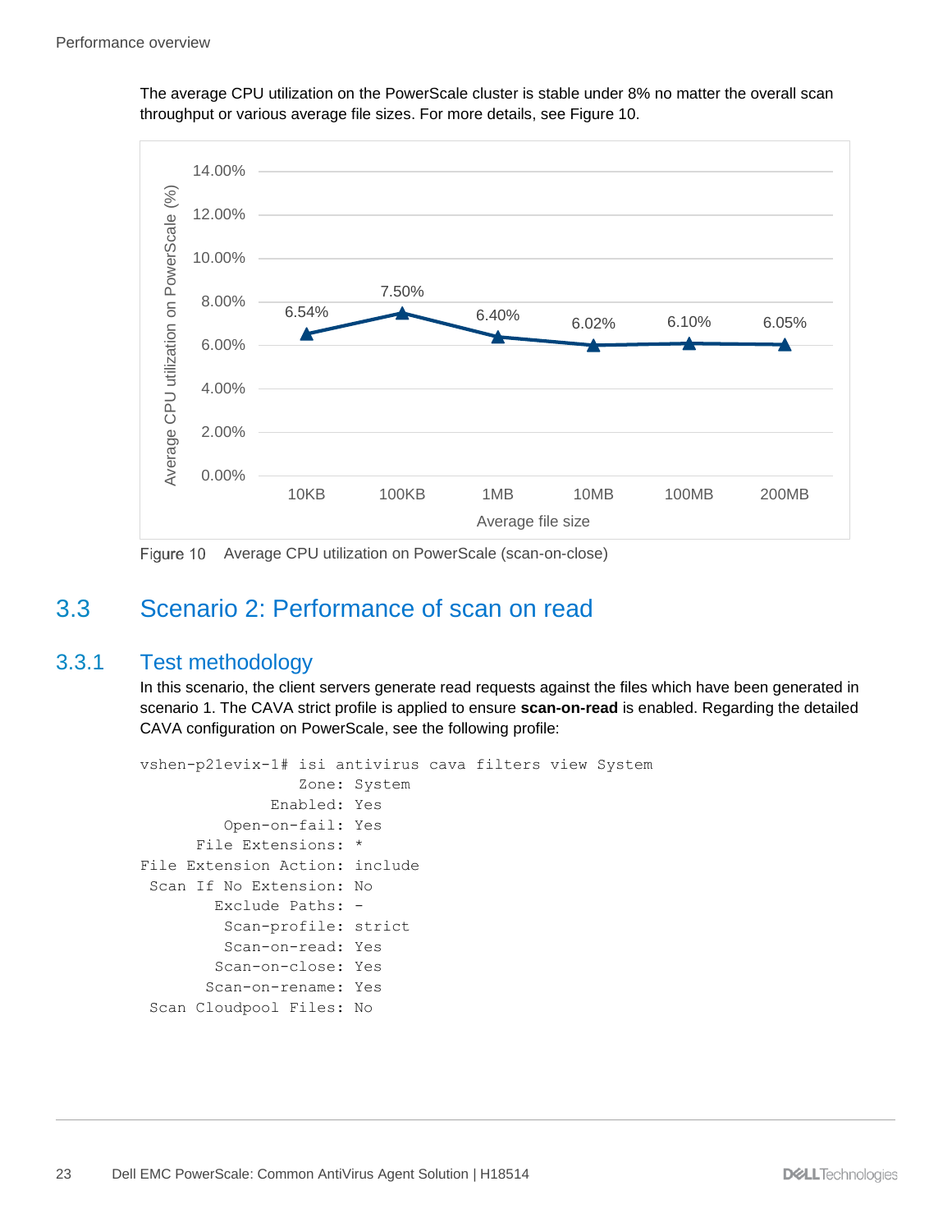The average CPU utilization on the PowerScale cluster is stable under 8% no matter the overall scan throughput or various average file sizes. For more details, see Figure 10.

| Average file size | Average CPU utilization on PowerScale (%) |
| --- | --- |
| 10KB | 6.54% |
| 100KB | 7.50% |
| 1MB | 6.40% |
| 10MB | 6.02% |
| 100MB | 6.10% |
| 200MB | 6.05% |

Figure 10 Average CPU utilization on PowerScale (scan-on-close)

## 3.3 Scenario 2: Performance of scan on read

### 3.3.1 Test methodology

In this scenario, the client servers generate read requests against the files which have been generated in scenario 1. The CAVA strict profile is applied to ensure **scan-on-read** is enabled. Regarding the detailed CAVA configuration on PowerScale, see the following profile:

```
vshen-p21evix-1# isi antivirus cava filters view System
                Zone: System
             Enabled: Yes
        Open-on-fail: Yes
     File Extensions: *
File Extension Action: include
 Scan If No Extension: No
       Exclude Paths: -
        Scan-profile: strict
        Scan-on-read: Yes
       Scan-on-close: Yes
      Scan-on-rename: Yes
 Scan Cloudpool Files: No
```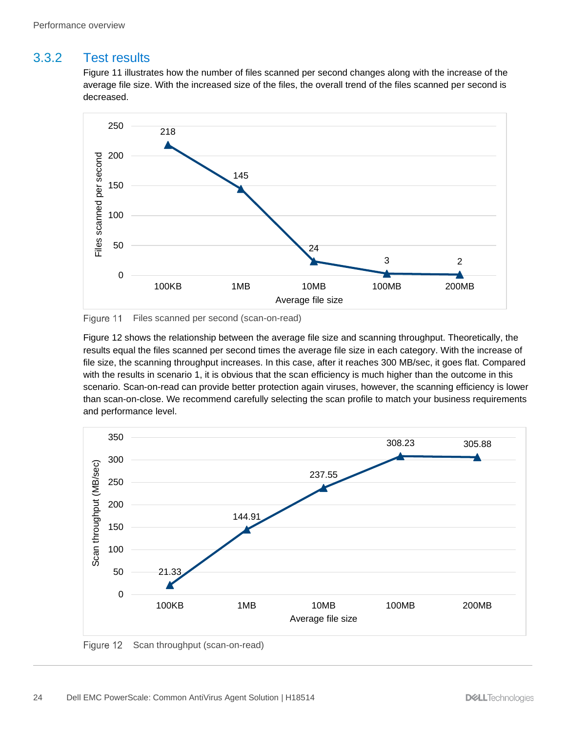### 3.3.2 Test results

Figure 11 illustrates how the number of files scanned per second changes along with the increase of the average file size. With the increased size of the files, the overall trend of the files scanned per second is decreased.

Figure 11 Files scanned per second (scan-on-read)

Figure 12 shows the relationship between the average file size and scanning throughput. Theoretically, the results equal the files scanned per second times the average file size in each category. With the increase of file size, the scanning throughput increases. In this case, after it reaches 300 MB/sec, it goes flat. Compared with the results in scenario 1, it is obvious that the scan efficiency is much higher than the outcome in this scenario. Scan-on-read can provide better protection again viruses, however, the scanning efficiency is lower than scan-on-close. We recommend carefully selecting the scan profile to match your business requirements and performance level.

Figure 12 Scan throughput (scan-on-read)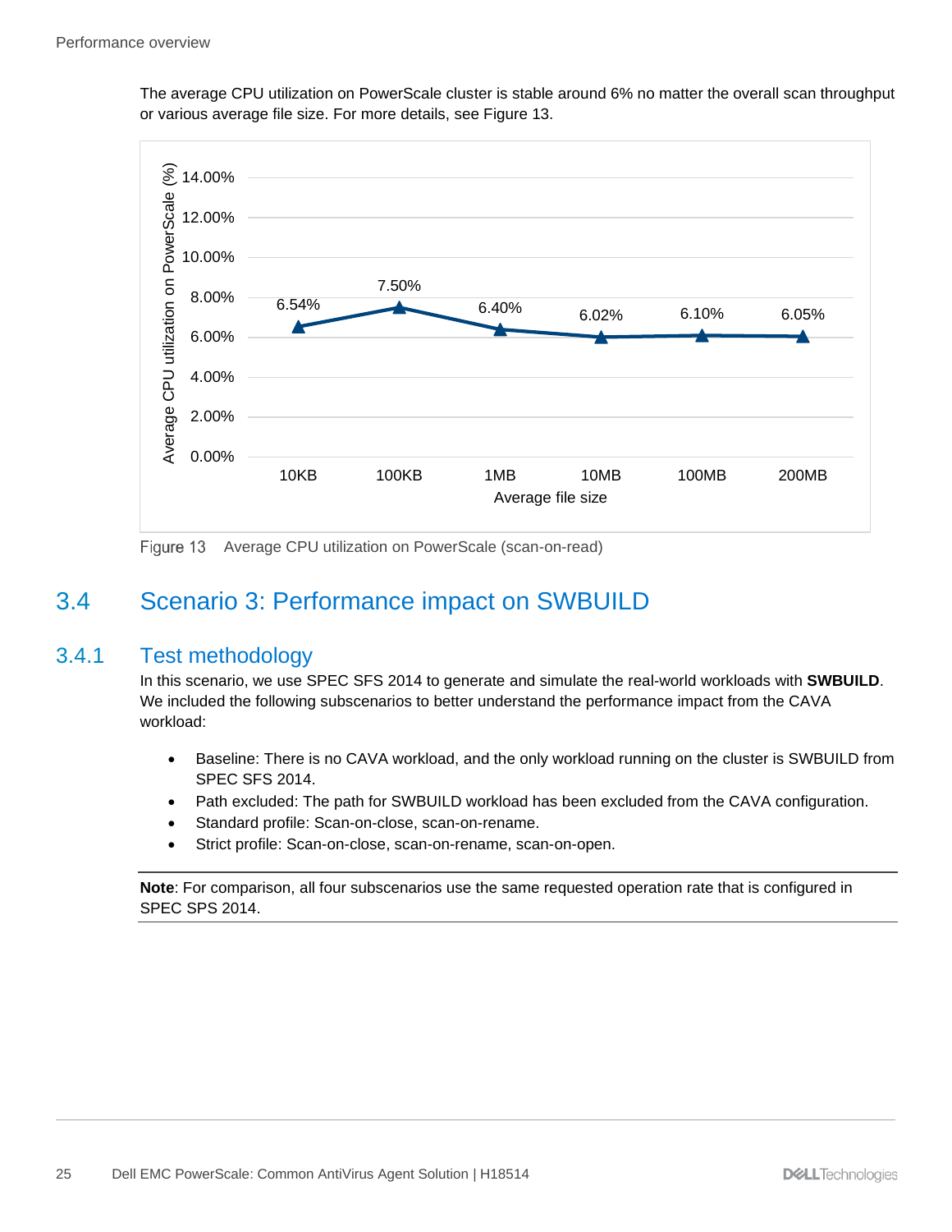The average CPU utilization on PowerScale cluster is stable around 6% no matter the overall scan throughput or various average file size. For more details, see Figure 13.

| Average file size | Average CPU utilization on PowerScale (%) |
| --- | --- |
| 10KB | 6.54% |
| 100KB | 7.50% |
| 1MB | 6.40% |
| 10MB | 6.02% |
| 100MB | 6.10% |
| 200MB | 6.05% |

Figure 13 Average CPU utilization on PowerScale (scan-on-read)

## 3.4 Scenario 3: Performance impact on SWBUILD

### 3.4.1 Test methodology

In this scenario, we use SPEC SFS 2014 to generate and simulate the real-world workloads with **SWBUILD**. We included the following subscenarios to better understand the performance impact from the CAVA workload:

- Baseline: There is no CAVA workload, and the only workload running on the cluster is SWBUILD from SPEC SFS 2014.
- Path excluded: The path for SWBUILD workload has been excluded from the CAVA configuration.
- Standard profile: Scan-on-close, scan-on-rename.
- Strict profile: Scan-on-close, scan-on-rename, scan-on-open.

**Note**: For comparison, all four subscenarios use the same requested operation rate that is configured in SPEC SPS 2014.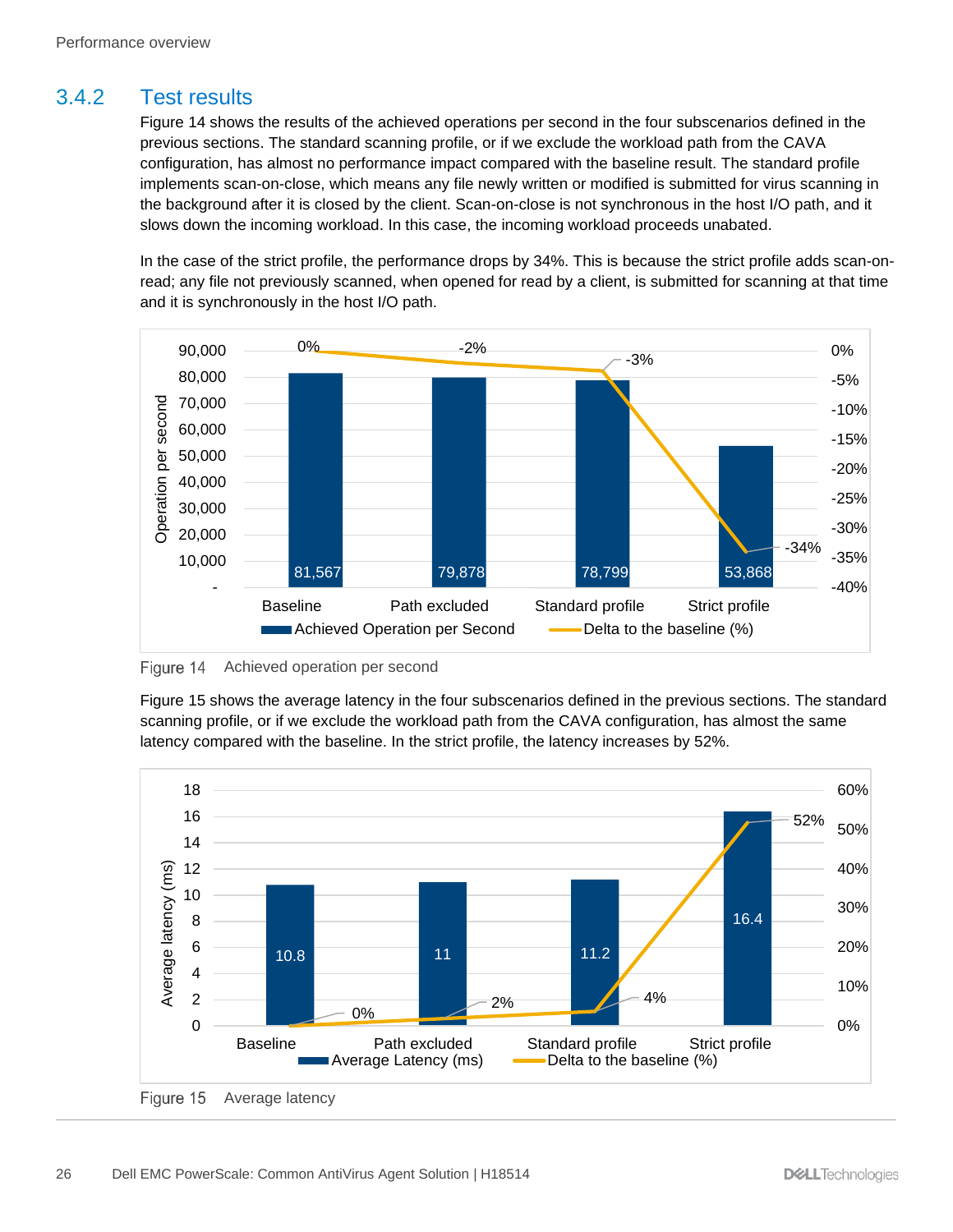### 3.4.2 Test results

Figure 14 shows the results of the achieved operations per second in the four subscenarios defined in the previous sections. The standard scanning profile, or if we exclude the workload path from the CAVA configuration, has almost no performance impact compared with the baseline result. The standard profile implements scan-on-close, which means any file newly written or modified is submitted for virus scanning in the background after it is closed by the client. Scan-on-close is not synchronous in the host I/O path, and it slows down the incoming workload. In this case, the incoming workload proceeds unabated.

In the case of the strict profile, the performance drops by 34%. This is because the strict profile adds scan-on-read; any file not previously scanned, when opened for read by a client, is submitted for scanning at that time and it is synchronously in the host I/O path.

| | Baseline | Path excluded | Standard profile | Strict profile |
|---|---|---|---|---|
| Achieved Operation per Second | 81,567 | 79,878 | 78,799 | 53,868 |
| Delta to the baseline (%) | 0% | -2% | -3% | -34% |

Figure 14 Achieved operation per second

Figure 15 shows the average latency in the four subscenarios defined in the previous sections. The standard scanning profile, or if we exclude the workload path from the CAVA configuration, has almost the same latency compared with the baseline. In the strict profile, the latency increases by 52%.

| | Baseline | Path excluded | Standard profile | Strict profile |
|---|---|---|---|---|
| Average Latency (ms) | 10.8 | 11 | 11.2 | 16.4 |
| Delta to the baseline (%) | 0% | 2% | 4% | 52% |

Figure 15 Average latency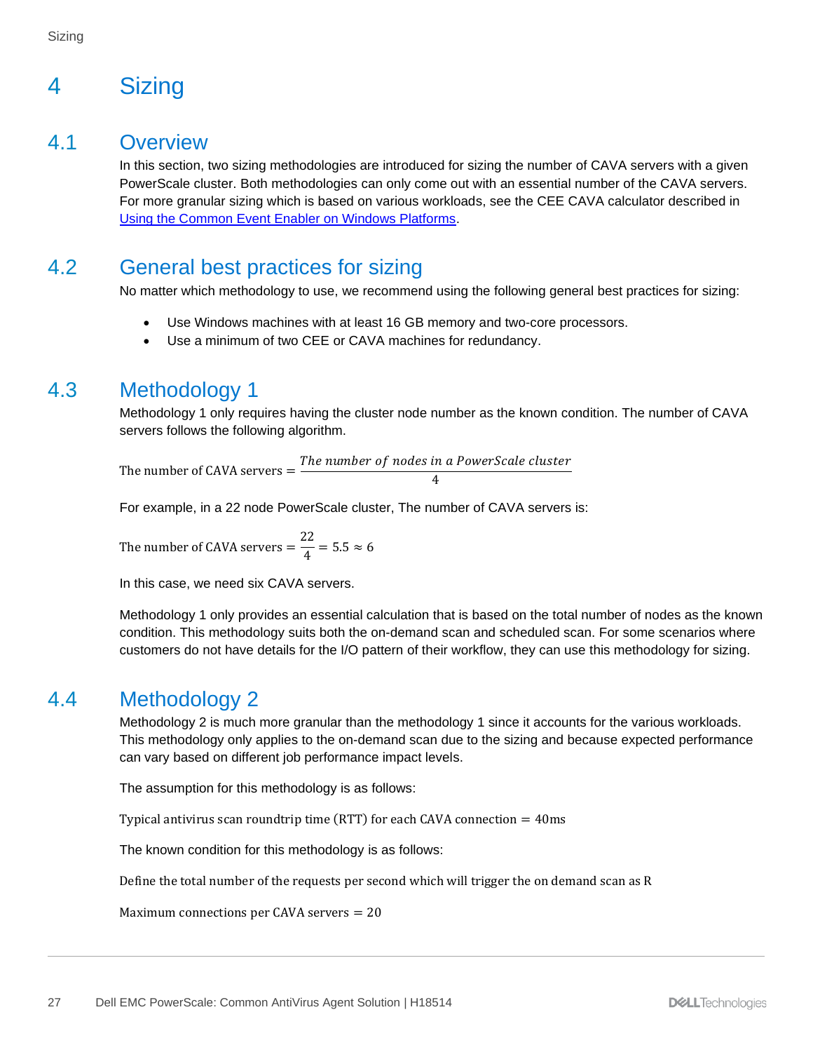# 4 Sizing

## 4.1 Overview

In this section, two sizing methodologies are introduced for sizing the number of CAVA servers with a given PowerScale cluster. Both methodologies can only come out with an essential number of the CAVA servers. For more granular sizing which is based on various workloads, see the CEE CAVA calculator described in [Using the Common Event Enabler on Windows Platforms](#).

## 4.2 General best practices for sizing

No matter which methodology to use, we recommend using the following general best practices for sizing:

- Use Windows machines with at least 16 GB memory and two-core processors.
- Use a minimum of two CEE or CAVA machines for redundancy.

## 4.3 Methodology 1

Methodology 1 only requires having the cluster node number as the known condition. The number of CAVA servers follows the following algorithm.

$$\text{The number of CAVA servers} = \frac{\textit{The number of nodes in a PowerScale cluster}}{4}$$

For example, in a 22 node PowerScale cluster, The number of CAVA servers is:

$$\text{The number of CAVA servers} = \frac{22}{4} = 5.5 \approx 6$$

In this case, we need six CAVA servers.

Methodology 1 only provides an essential calculation that is based on the total number of nodes as the known condition. This methodology suits both the on-demand scan and scheduled scan. For some scenarios where customers do not have details for the I/O pattern of their workflow, they can use this methodology for sizing.

## 4.4 Methodology 2

Methodology 2 is much more granular than the methodology 1 since it accounts for the various workloads. This methodology only applies to the on-demand scan due to the sizing and because expected performance can vary based on different job performance impact levels.

The assumption for this methodology is as follows:

$$\text{Typical antivirus scan roundtrip time (RTT) for each CAVA connection} = 40\text{ms}$$

The known condition for this methodology is as follows:

$$\text{Define the total number of the requests per second which will trigger the on demand scan as R}$$

$$\text{Maximum connections per CAVA servers} = 20$$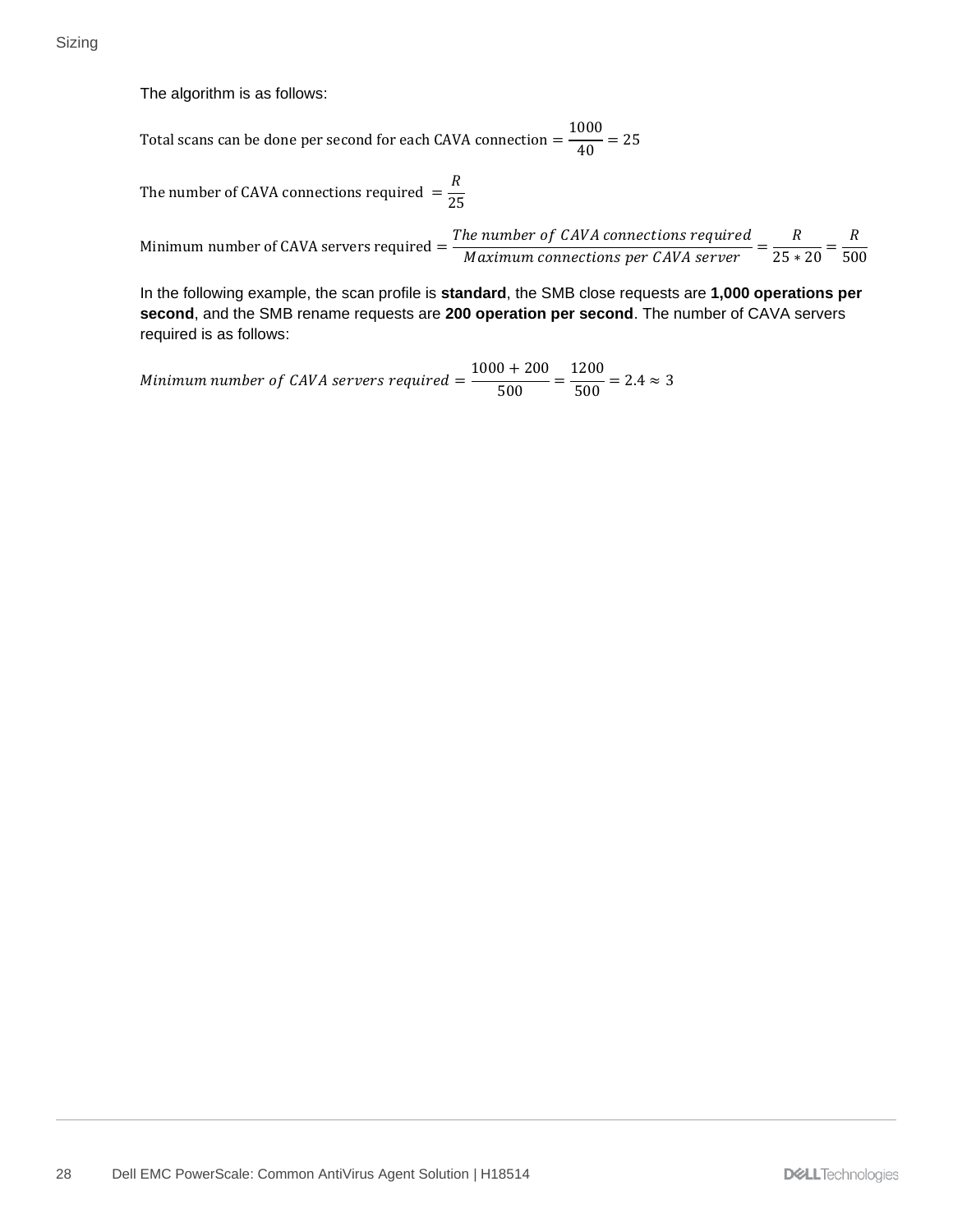The algorithm is as follows:

$$\text{Total scans can be done per second for each CAVA connection} = \frac{1000}{40} = 25$$

$$\text{The number of CAVA connections required } = \frac{R}{25}$$

$$\text{Minimum number of CAVA servers required} = \frac{The\ number\ of\ CAVA\ connections\ required}{Maximum\ connections\ per\ CAVA\ server} = \frac{R}{25 * 20} = \frac{R}{500}$$

In the following example, the scan profile is **standard**, the SMB close requests are **1,000 operations per second**, and the SMB rename requests are **200 operation per second**. The number of CAVA servers required is as follows:

$$Minimum\ number\ of\ CAVA\ servers\ required = \frac{1000 + 200}{500} = \frac{1200}{500} = 2.4 \approx 3$$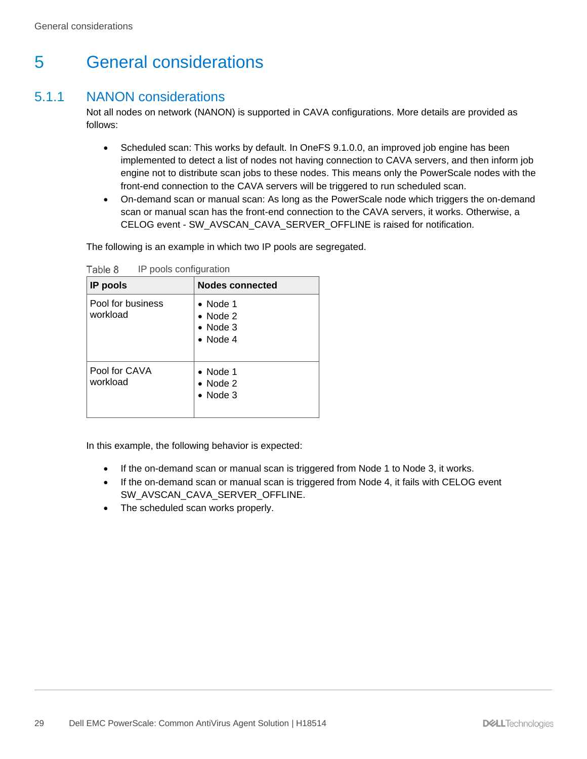# 5 General considerations

## 5.1.1 NANON considerations

Not all nodes on network (NANON) is supported in CAVA configurations. More details are provided as follows:

- Scheduled scan: This works by default. In OneFS 9.1.0.0, an improved job engine has been implemented to detect a list of nodes not having connection to CAVA servers, and then inform job engine not to distribute scan jobs to these nodes. This means only the PowerScale nodes with the front-end connection to the CAVA servers will be triggered to run scheduled scan.
- On-demand scan or manual scan: As long as the PowerScale node which triggers the on-demand scan or manual scan has the front-end connection to the CAVA servers, it works. Otherwise, a CELOG event - SW_AVSCAN_CAVA_SERVER_OFFLINE is raised for notification.

The following is an example in which two IP pools are segregated.

Table 8 IP pools configuration

| IP pools | Nodes connected |
|---|---|
| Pool for business workload | • Node 1<br>• Node 2<br>• Node 3<br>• Node 4 |
| Pool for CAVA workload | • Node 1<br>• Node 2<br>• Node 3 |

In this example, the following behavior is expected:

- If the on-demand scan or manual scan is triggered from Node 1 to Node 3, it works.
- If the on-demand scan or manual scan is triggered from Node 4, it fails with CELOG event SW_AVSCAN_CAVA_SERVER_OFFLINE.
- The scheduled scan works properly.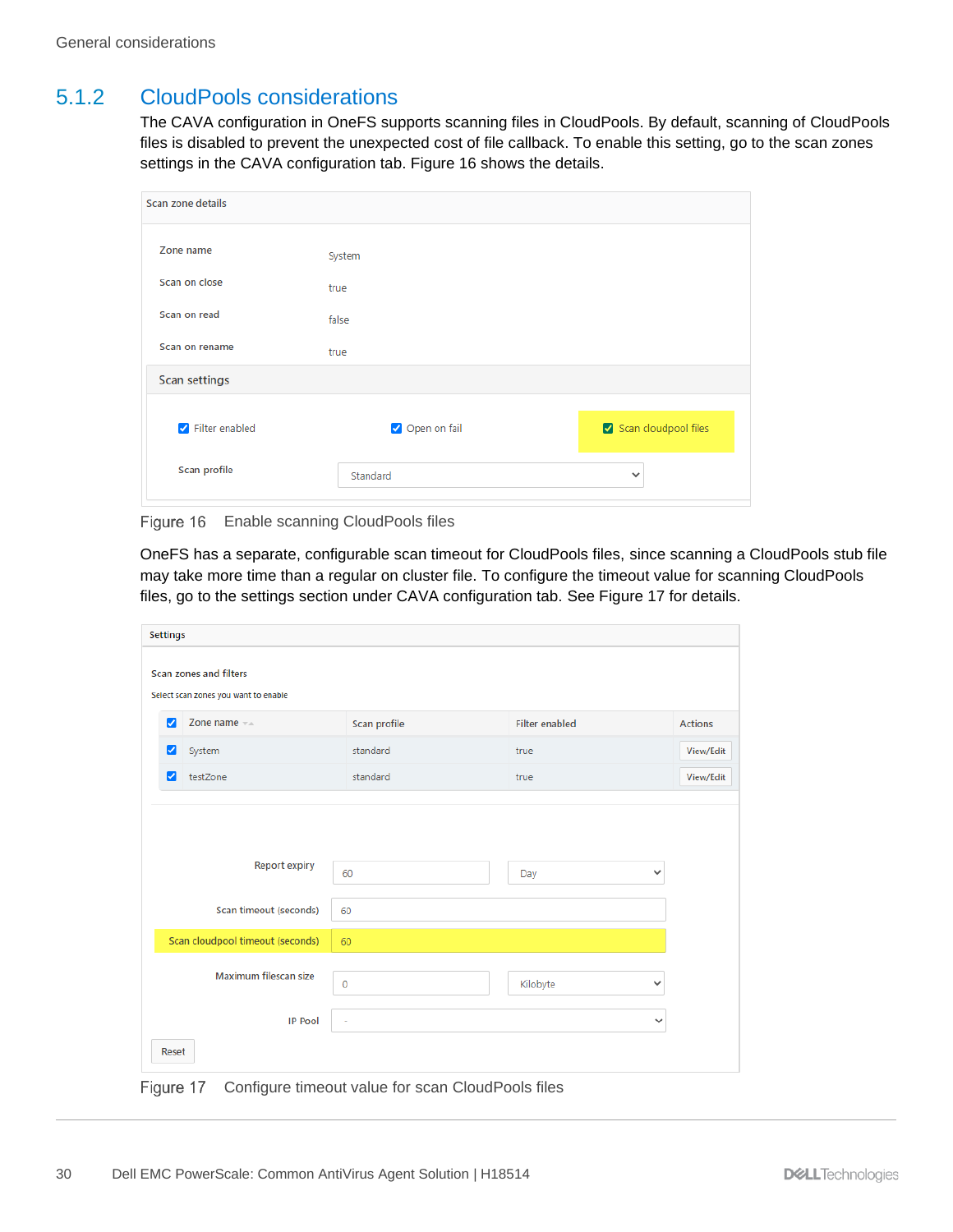### 5.1.2 CloudPools considerations

The CAVA configuration in OneFS supports scanning files in CloudPools. By default, scanning of CloudPools files is disabled to prevent the unexpected cost of file callback. To enable this setting, go to the scan zones settings in the CAVA configuration tab. Figure 16 shows the details.

Figure 16 Enable scanning CloudPools files

OneFS has a separate, configurable scan timeout for CloudPools files, since scanning a CloudPools stub file may take more time than a regular on cluster file. To configure the timeout value for scanning CloudPools files, go to the settings section under CAVA configuration tab. See Figure 17 for details.

Figure 17 Configure timeout value for scan CloudPools files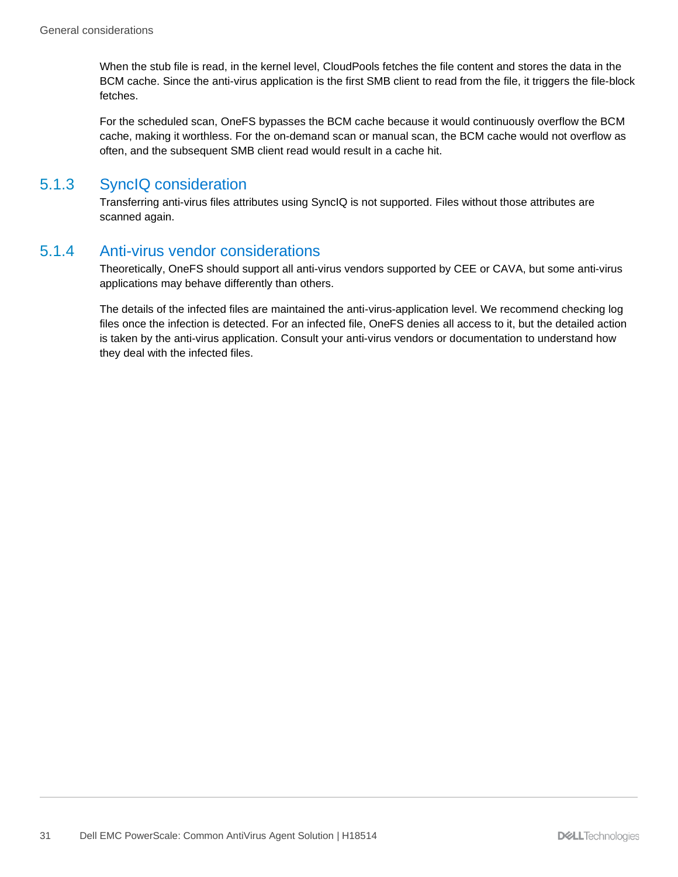When the stub file is read, in the kernel level, CloudPools fetches the file content and stores the data in the BCM cache. Since the anti-virus application is the first SMB client to read from the file, it triggers the file-block fetches.

For the scheduled scan, OneFS bypasses the BCM cache because it would continuously overflow the BCM cache, making it worthless. For the on-demand scan or manual scan, the BCM cache would not overflow as often, and the subsequent SMB client read would result in a cache hit.

### 5.1.3 SyncIQ consideration

Transferring anti-virus files attributes using SyncIQ is not supported. Files without those attributes are scanned again.

### 5.1.4 Anti-virus vendor considerations

Theoretically, OneFS should support all anti-virus vendors supported by CEE or CAVA, but some anti-virus applications may behave differently than others.

The details of the infected files are maintained the anti-virus-application level. We recommend checking log files once the infection is detected. For an infected file, OneFS denies all access to it, but the detailed action is taken by the anti-virus application. Consult your anti-virus vendors or documentation to understand how they deal with the infected files.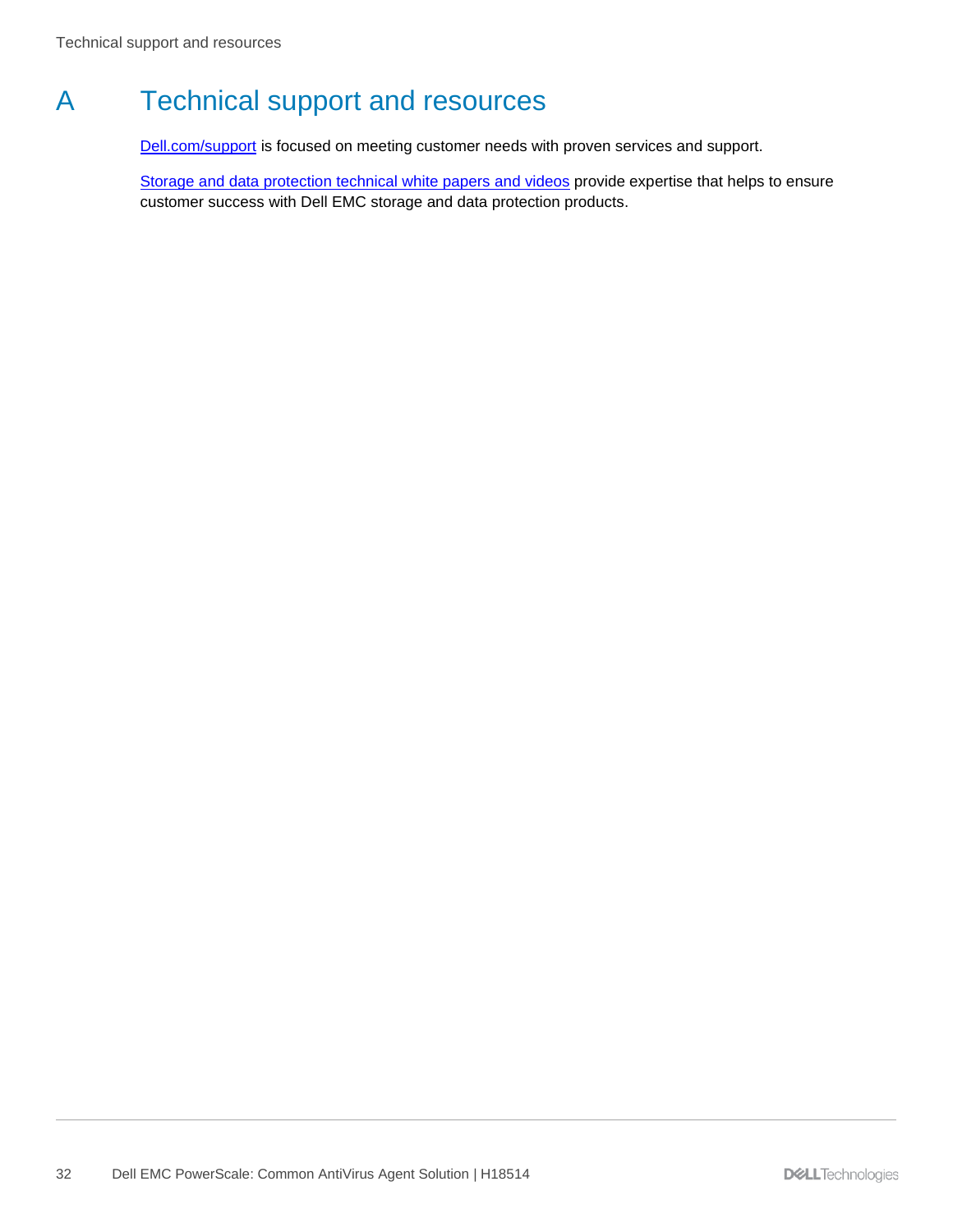# A Technical support and resources

Dell.com/support is focused on meeting customer needs with proven services and support.

Storage and data protection technical white papers and videos provide expertise that helps to ensure customer success with Dell EMC storage and data protection products.